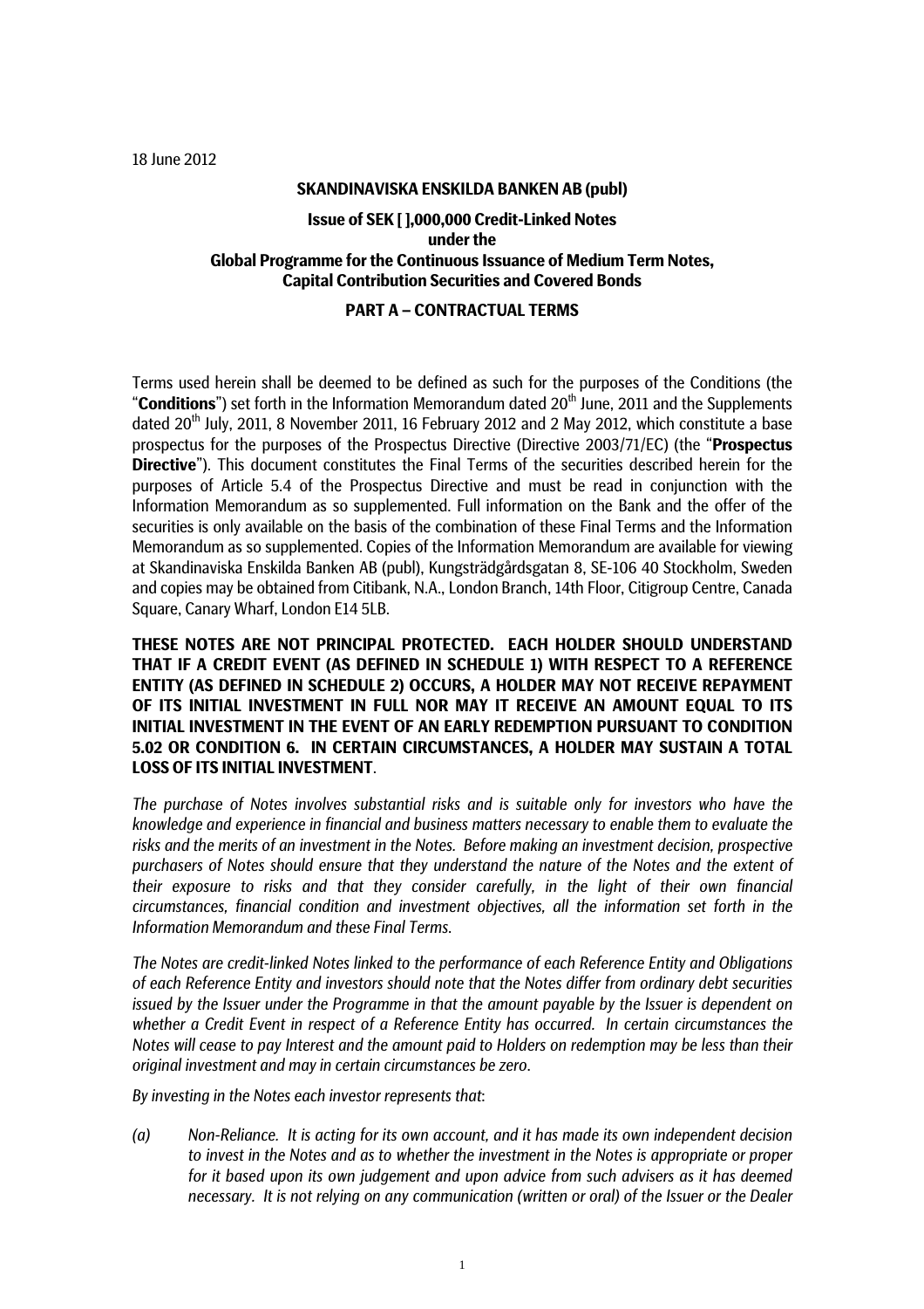18 June 2012

**SKANDINAVISKA ENSKILDA BANKEN AB (publ)**

**Issue of SEK [ ],000,000 Credit-Linked Notes**
**under the**
**Global Programme for the Continuous Issuance of Medium Term Notes, Capital Contribution Securities and Covered Bonds**

**PART A – CONTRACTUAL TERMS**

Terms used herein shall be deemed to be defined as such for the purposes of the Conditions (the "**Conditions**") set forth in the Information Memorandum dated 20th June, 2011 and the Supplements dated 20th July, 2011, 8 November 2011, 16 February 2012 and 2 May 2012, which constitute a base prospectus for the purposes of the Prospectus Directive (Directive 2003/71/EC) (the "**Prospectus Directive**"). This document constitutes the Final Terms of the securities described herein for the purposes of Article 5.4 of the Prospectus Directive and must be read in conjunction with the Information Memorandum as so supplemented. Full information on the Bank and the offer of the securities is only available on the basis of the combination of these Final Terms and the Information Memorandum as so supplemented. Copies of the Information Memorandum are available for viewing at Skandinaviska Enskilda Banken AB (publ), Kungsträdgårdsgatan 8, SE-106 40 Stockholm, Sweden and copies may be obtained from Citibank, N.A., London Branch, 14th Floor, Citigroup Centre, Canada Square, Canary Wharf, London E14 5LB.

**THESE NOTES ARE NOT PRINCIPAL PROTECTED. EACH HOLDER SHOULD UNDERSTAND THAT IF A CREDIT EVENT (AS DEFINED IN SCHEDULE 1) WITH RESPECT TO A REFERENCE ENTITY (AS DEFINED IN SCHEDULE 2) OCCURS, A HOLDER MAY NOT RECEIVE REPAYMENT OF ITS INITIAL INVESTMENT IN FULL NOR MAY IT RECEIVE AN AMOUNT EQUAL TO ITS INITIAL INVESTMENT IN THE EVENT OF AN EARLY REDEMPTION PURSUANT TO CONDITION 5.02 OR CONDITION 6. IN CERTAIN CIRCUMSTANCES, A HOLDER MAY SUSTAIN A TOTAL LOSS OF ITS INITIAL INVESTMENT**.

*The purchase of Notes involves substantial risks and is suitable only for investors who have the knowledge and experience in financial and business matters necessary to enable them to evaluate the risks and the merits of an investment in the Notes. Before making an investment decision, prospective purchasers of Notes should ensure that they understand the nature of the Notes and the extent of their exposure to risks and that they consider carefully, in the light of their own financial circumstances, financial condition and investment objectives, all the information set forth in the Information Memorandum and these Final Terms.*

*The Notes are credit-linked Notes linked to the performance of each Reference Entity and Obligations of each Reference Entity and investors should note that the Notes differ from ordinary debt securities issued by the Issuer under the Programme in that the amount payable by the Issuer is dependent on whether a Credit Event in respect of a Reference Entity has occurred. In certain circumstances the Notes will cease to pay Interest and the amount paid to Holders on redemption may be less than their original investment and may in certain circumstances be zero.*

*By investing in the Notes each investor represents that:*

*(a) Non-Reliance. It is acting for its own account, and it has made its own independent decision to invest in the Notes and as to whether the investment in the Notes is appropriate or proper for it based upon its own judgement and upon advice from such advisers as it has deemed necessary. It is not relying on any communication (written or oral) of the Issuer or the Dealer*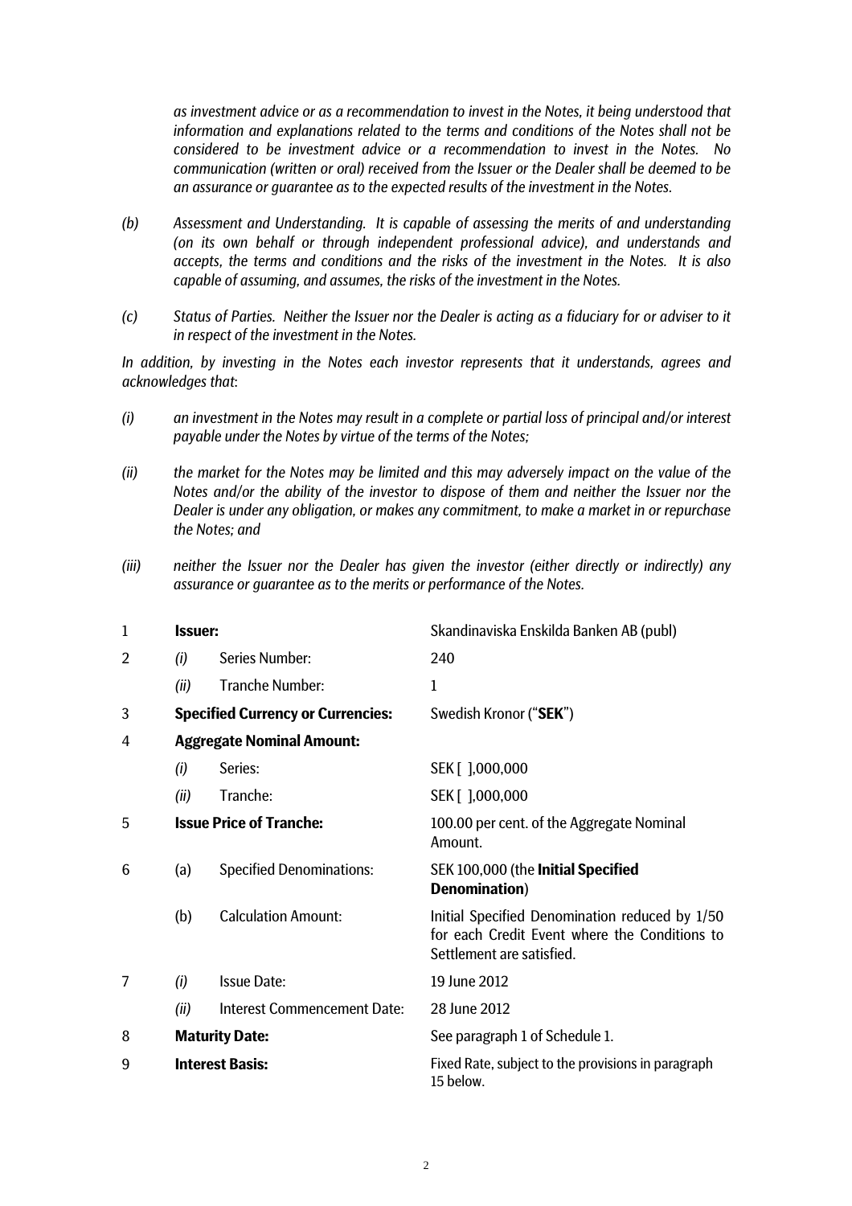*as investment advice or as a recommendation to invest in the Notes, it being understood that information and explanations related to the terms and conditions of the Notes shall not be considered to be investment advice or a recommendation to invest in the Notes. No communication (written or oral) received from the Issuer or the Dealer shall be deemed to be an assurance or guarantee as to the expected results of the investment in the Notes.*

*(b) Assessment and Understanding. It is capable of assessing the merits of and understanding (on its own behalf or through independent professional advice), and understands and accepts, the terms and conditions and the risks of the investment in the Notes. It is also capable of assuming, and assumes, the risks of the investment in the Notes.*

*(c) Status of Parties. Neither the Issuer nor the Dealer is acting as a fiduciary for or adviser to it in respect of the investment in the Notes.*

*In addition, by investing in the Notes each investor represents that it understands, agrees and acknowledges that:*

*(i) an investment in the Notes may result in a complete or partial loss of principal and/or interest payable under the Notes by virtue of the terms of the Notes;*

*(ii) the market for the Notes may be limited and this may adversely impact on the value of the Notes and/or the ability of the investor to dispose of them and neither the Issuer nor the Dealer is under any obligation, or makes any commitment, to make a market in or repurchase the Notes; and*

*(iii) neither the Issuer nor the Dealer has given the investor (either directly or indirectly) any assurance or guarantee as to the merits or performance of the Notes.*

| | | | |
|---|---|---|---|
| 1 | **Issuer:** | | Skandinaviska Enskilda Banken AB (publ) |
| 2 | *(i)* | Series Number: | 240 |
| | *(ii)* | Tranche Number: | 1 |
| 3 | **Specified Currency or Currencies:** | | Swedish Kronor ("**SEK**") |
| 4 | **Aggregate Nominal Amount:** | | |
| | *(i)* | Series: | SEK [ ],000,000 |
| | *(ii)* | Tranche: | SEK [ ],000,000 |
| 5 | **Issue Price of Tranche:** | | 100.00 per cent. of the Aggregate Nominal Amount. |
| 6 | (a) | Specified Denominations: | SEK 100,000 (the **Initial Specified Denomination**) |
| | (b) | Calculation Amount: | Initial Specified Denomination reduced by 1/50 for each Credit Event where the Conditions to Settlement are satisfied. |
| 7 | *(i)* | Issue Date: | 19 June 2012 |
| | *(ii)* | Interest Commencement Date: | 28 June 2012 |
| 8 | **Maturity Date:** | | See paragraph 1 of Schedule 1. |
| 9 | **Interest Basis:** | | Fixed Rate, subject to the provisions in paragraph 15 below. |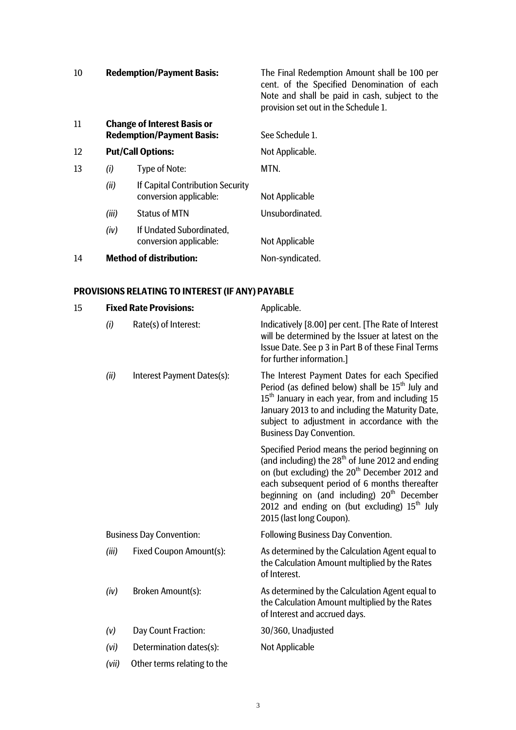| | | | |
|---|---|---|---|
| 10 | **Redemption/Payment Basis:** | | The Final Redemption Amount shall be 100 per cent. of the Specified Denomination of each Note and shall be paid in cash, subject to the provision set out in the Schedule 1. |
| 11 | **Change of Interest Basis or Redemption/Payment Basis:** | | See Schedule 1. |
| 12 | **Put/Call Options:** | | Not Applicable. |
| 13 | *(i)* | Type of Note: | MTN. |
| | *(ii)* | If Capital Contribution Security conversion applicable: | Not Applicable |
| | *(iii)* | Status of MTN | Unsubordinated. |
| | *(iv)* | If Undated Subordinated, conversion applicable: | Not Applicable |
| 14 | **Method of distribution:** | | Non-syndicated. |

## PROVISIONS RELATING TO INTEREST (IF ANY) PAYABLE

| | | | |
|---|---|---|---|
| 15 | **Fixed Rate Provisions:** | | Applicable. |
| | *(i)* | Rate(s) of Interest: | Indicatively [8.00] per cent. [The Rate of Interest will be determined by the Issuer at latest on the Issue Date. See p 3 in Part B of these Final Terms for further information.] |
| | *(ii)* | Interest Payment Dates(s): | The Interest Payment Dates for each Specified Period (as defined below) shall be 15th July and 15th January in each year, from and including 15 January 2013 to and including the Maturity Date, subject to adjustment in accordance with the Business Day Convention.<br><br>Specified Period means the period beginning on (and including) the 28th of June 2012 and ending on (but excluding) the 20th December 2012 and each subsequent period of 6 months thereafter beginning on (and including) 20th December 2012 and ending on (but excluding) 15th July 2015 (last long Coupon). |
| | Business Day Convention: | | Following Business Day Convention. |
| | *(iii)* | Fixed Coupon Amount(s): | As determined by the Calculation Agent equal to the Calculation Amount multiplied by the Rates of Interest. |
| | *(iv)* | Broken Amount(s): | As determined by the Calculation Agent equal to the Calculation Amount multiplied by the Rates of Interest and accrued days. |
| | *(v)* | Day Count Fraction: | 30/360, Unadjusted |
| | *(vi)* | Determination dates(s): | Not Applicable |
| | *(vii)* | Other terms relating to the | |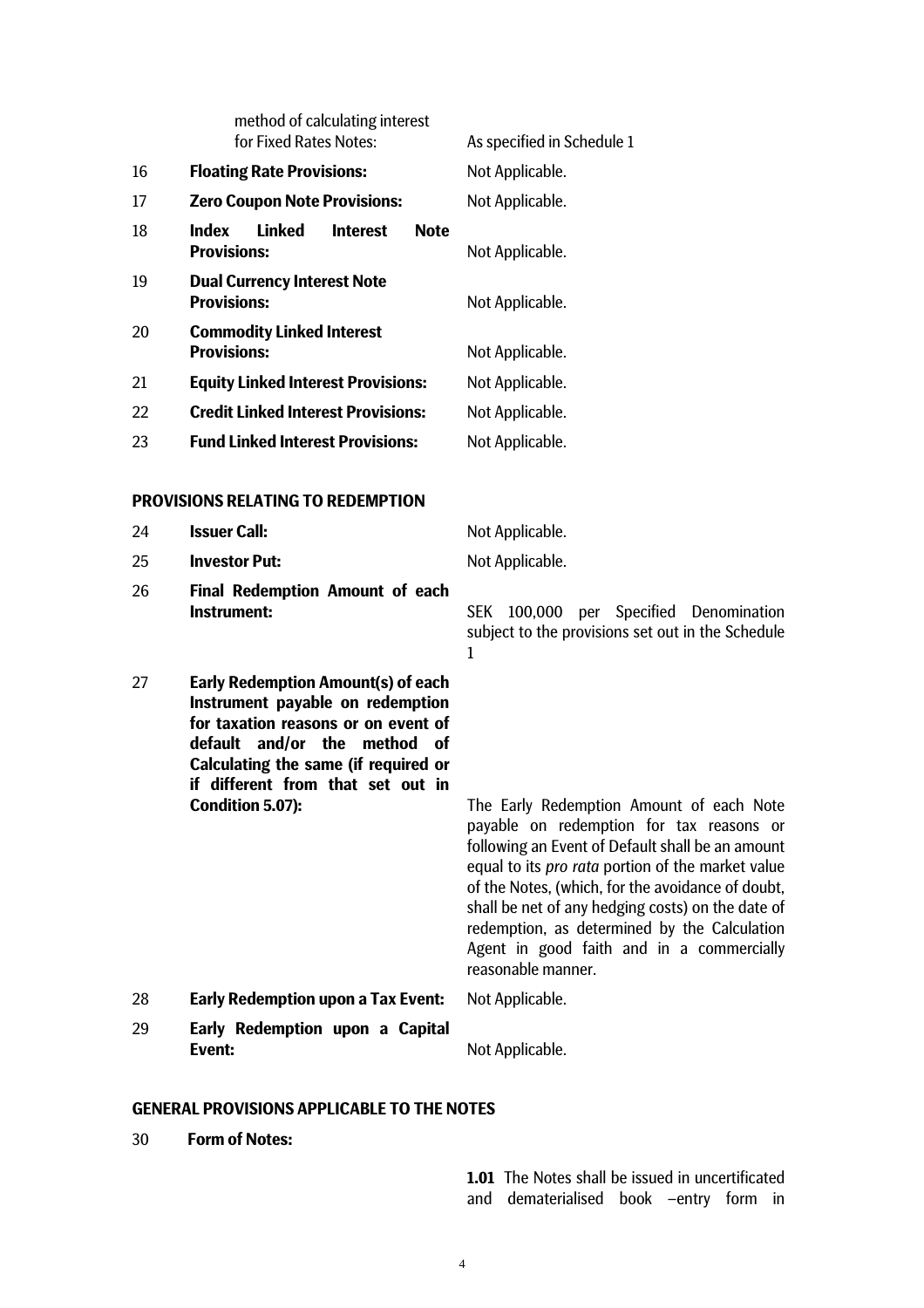| | | |
|---|---|---|
| | method of calculating interest for Fixed Rates Notes: | As specified in Schedule 1 |
| 16 | **Floating Rate Provisions:** | Not Applicable. |
| 17 | **Zero Coupon Note Provisions:** | Not Applicable. |
| 18 | **Index Linked Interest Note Provisions:** | Not Applicable. |
| 19 | **Dual Currency Interest Note Provisions:** | Not Applicable. |
| 20 | **Commodity Linked Interest Provisions:** | Not Applicable. |
| 21 | **Equity Linked Interest Provisions:** | Not Applicable. |
| 22 | **Credit Linked Interest Provisions:** | Not Applicable. |
| 23 | **Fund Linked Interest Provisions:** | Not Applicable. |

## PROVISIONS RELATING TO REDEMPTION

| | | |
|---|---|---|
| 24 | **Issuer Call:** | Not Applicable. |
| 25 | **Investor Put:** | Not Applicable. |
| 26 | **Final Redemption Amount of each Instrument:** | SEK 100,000 per Specified Denomination subject to the provisions set out in the Schedule 1 |
| 27 | **Early Redemption Amount(s) of each Instrument payable on redemption for taxation reasons or on event of default and/or the method of Calculating the same (if required or if different from that set out in Condition 5.07):** | The Early Redemption Amount of each Note payable on redemption for tax reasons or following an Event of Default shall be an amount equal to its *pro rata* portion of the market value of the Notes, (which, for the avoidance of doubt, shall be net of any hedging costs) on the date of redemption, as determined by the Calculation Agent in good faith and in a commercially reasonable manner. |
| 28 | **Early Redemption upon a Tax Event:** | Not Applicable. |
| 29 | **Early Redemption upon a Capital Event:** | Not Applicable. |

## GENERAL PROVISIONS APPLICABLE TO THE NOTES

| | | |
|---|---|---|
| 30 | **Form of Notes:** | |
| | | **1.01** The Notes shall be issued in uncertificated and dematerialised book –entry form in |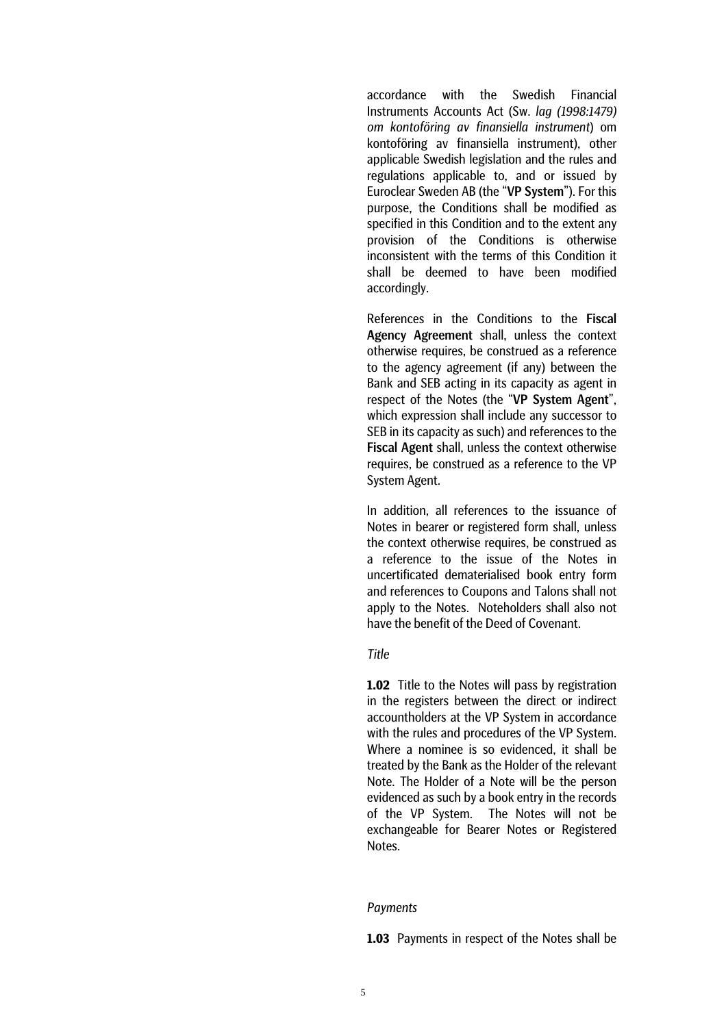accordance with the Swedish Financial Instruments Accounts Act (Sw. *lag (1998:1479) om kontoföring av finansiella instrument*) om kontoföring av finansiella instrument), other applicable Swedish legislation and the rules and regulations applicable to, and or issued by Euroclear Sweden AB (the "**VP System**"). For this purpose, the Conditions shall be modified as specified in this Condition and to the extent any provision of the Conditions is otherwise inconsistent with the terms of this Condition it shall be deemed to have been modified accordingly.

References in the Conditions to the **Fiscal Agency Agreement** shall, unless the context otherwise requires, be construed as a reference to the agency agreement (if any) between the Bank and SEB acting in its capacity as agent in respect of the Notes (the "**VP System Agent**", which expression shall include any successor to SEB in its capacity as such) and references to the **Fiscal Agent** shall, unless the context otherwise requires, be construed as a reference to the VP System Agent.

In addition, all references to the issuance of Notes in bearer or registered form shall, unless the context otherwise requires, be construed as a reference to the issue of the Notes in uncertificated dematerialised book entry form and references to Coupons and Talons shall not apply to the Notes. Noteholders shall also not have the benefit of the Deed of Covenant.

*Title*

**1.02** Title to the Notes will pass by registration in the registers between the direct or indirect accountholders at the VP System in accordance with the rules and procedures of the VP System. Where a nominee is so evidenced, it shall be treated by the Bank as the Holder of the relevant Note. The Holder of a Note will be the person evidenced as such by a book entry in the records of the VP System. The Notes will not be exchangeable for Bearer Notes or Registered Notes.

*Payments*

**1.03** Payments in respect of the Notes shall be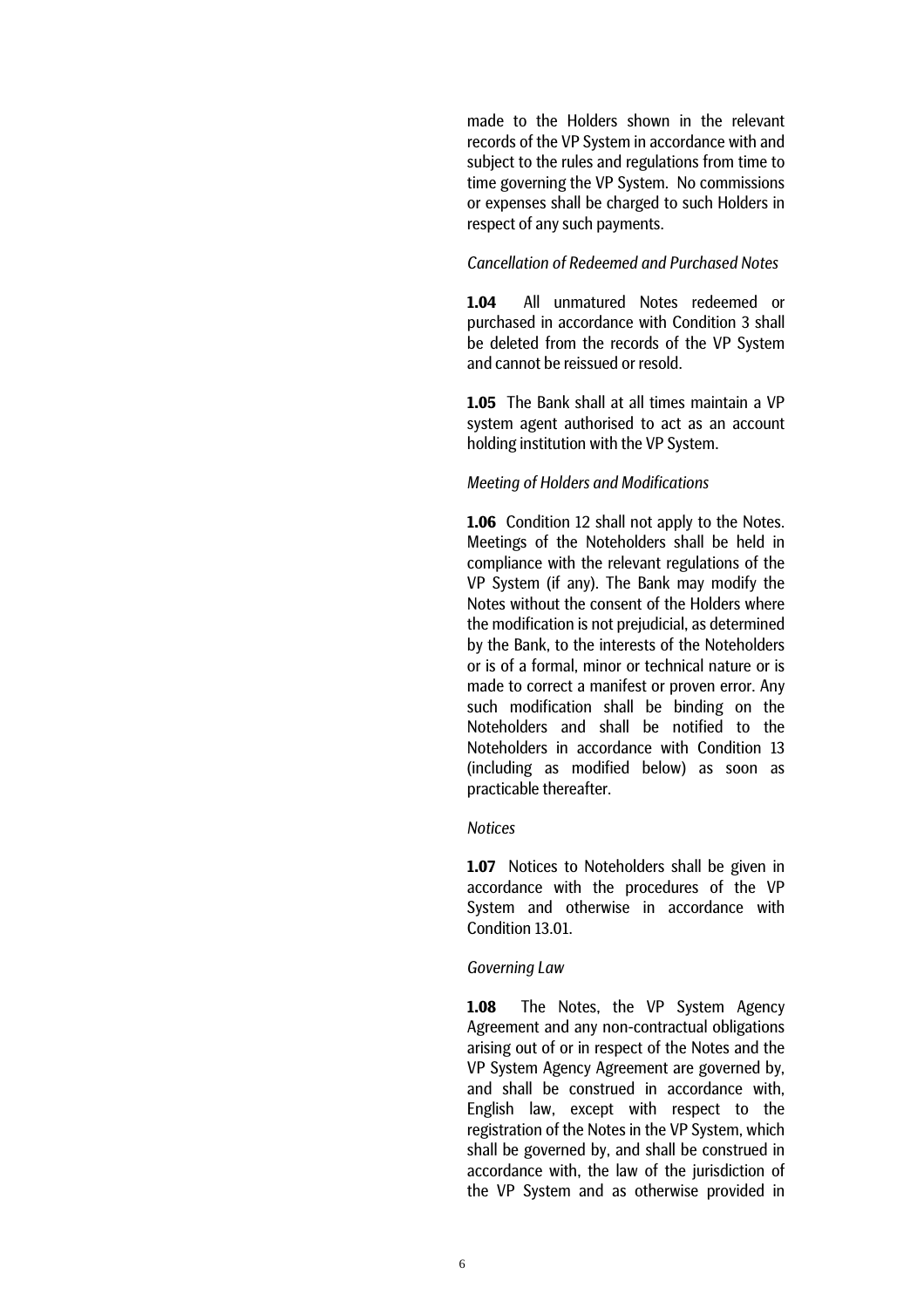made to the Holders shown in the relevant records of the VP System in accordance with and subject to the rules and regulations from time to time governing the VP System. No commissions or expenses shall be charged to such Holders in respect of any such payments.

*Cancellation of Redeemed and Purchased Notes*

**1.04** All unmatured Notes redeemed or purchased in accordance with Condition 3 shall be deleted from the records of the VP System and cannot be reissued or resold.

**1.05** The Bank shall at all times maintain a VP system agent authorised to act as an account holding institution with the VP System.

*Meeting of Holders and Modifications*

**1.06** Condition 12 shall not apply to the Notes. Meetings of the Noteholders shall be held in compliance with the relevant regulations of the VP System (if any). The Bank may modify the Notes without the consent of the Holders where the modification is not prejudicial, as determined by the Bank, to the interests of the Noteholders or is of a formal, minor or technical nature or is made to correct a manifest or proven error. Any such modification shall be binding on the Noteholders and shall be notified to the Noteholders in accordance with Condition 13 (including as modified below) as soon as practicable thereafter.

*Notices*

**1.07** Notices to Noteholders shall be given in accordance with the procedures of the VP System and otherwise in accordance with Condition 13.01.

*Governing Law*

**1.08** The Notes, the VP System Agency Agreement and any non-contractual obligations arising out of or in respect of the Notes and the VP System Agency Agreement are governed by, and shall be construed in accordance with, English law, except with respect to the registration of the Notes in the VP System, which shall be governed by, and shall be construed in accordance with, the law of the jurisdiction of the VP System and as otherwise provided in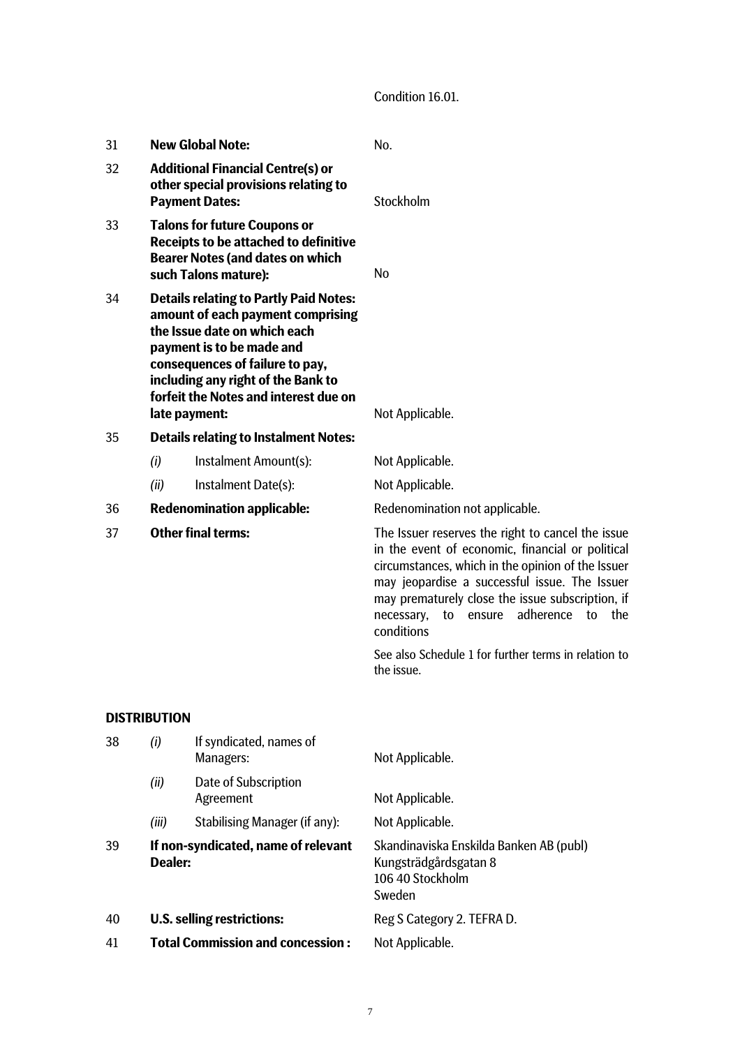Condition 16.01.

| | | | |
|---|---|---|---|
| 31 | **New Global Note:** | | No. |
| 32 | **Additional Financial Centre(s) or other special provisions relating to Payment Dates:** | | Stockholm |
| 33 | **Talons for future Coupons or Receipts to be attached to definitive Bearer Notes (and dates on which such Talons mature):** | | No |
| 34 | **Details relating to Partly Paid Notes: amount of each payment comprising the Issue date on which each payment is to be made and consequences of failure to pay, including any right of the Bank to forfeit the Notes and interest due on late payment:** | | Not Applicable. |
| 35 | **Details relating to Instalment Notes:** | | |
| | *(i)* | Instalment Amount(s): | Not Applicable. |
| | *(ii)* | Instalment Date(s): | Not Applicable. |
| 36 | **Redenomination applicable:** | | Redenomination not applicable. |
| 37 | **Other final terms:** | | The Issuer reserves the right to cancel the issue in the event of economic, financial or political circumstances, which in the opinion of the Issuer may jeopardise a successful issue. The Issuer may prematurely close the issue subscription, if necessary, to ensure adherence to the conditions<br><br>See also Schedule 1 for further terms in relation to the issue. |

**DISTRIBUTION**

| | | | |
|---|---|---|---|
| 38 | *(i)* | If syndicated, names of Managers: | Not Applicable. |
| | *(ii)* | Date of Subscription Agreement | Not Applicable. |
| | *(iii)* | Stabilising Manager (if any): | Not Applicable. |
| 39 | **If non-syndicated, name of relevant Dealer:** | | Skandinaviska Enskilda Banken AB (publ)<br>Kungsträdgårdsgatan 8<br>106 40 Stockholm<br>Sweden |
| 40 | **U.S. selling restrictions:** | | Reg S Category 2. TEFRA D. |
| 41 | **Total Commission and concession :** | | Not Applicable. |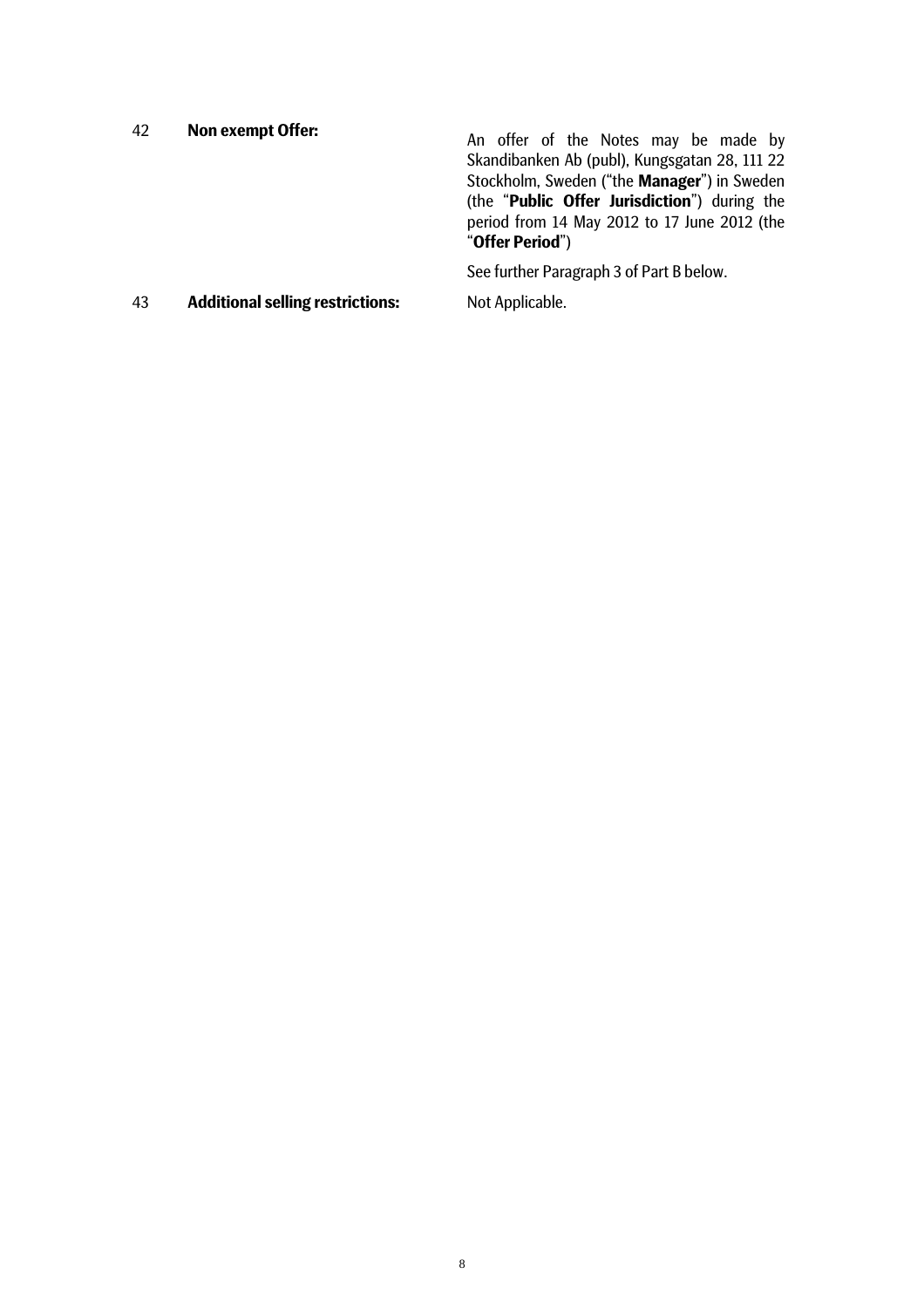| | | |
|---|---|---|
| 42 | **Non exempt Offer:** | An offer of the Notes may be made by Skandibanken Ab (publ), Kungsgatan 28, 111 22 Stockholm, Sweden ("the **Manager**") in Sweden (the "**Public Offer Jurisdiction**") during the period from 14 May 2012 to 17 June 2012 (the "**Offer Period**")<br><br>See further Paragraph 3 of Part B below. |
| 43 | **Additional selling restrictions:** | Not Applicable. |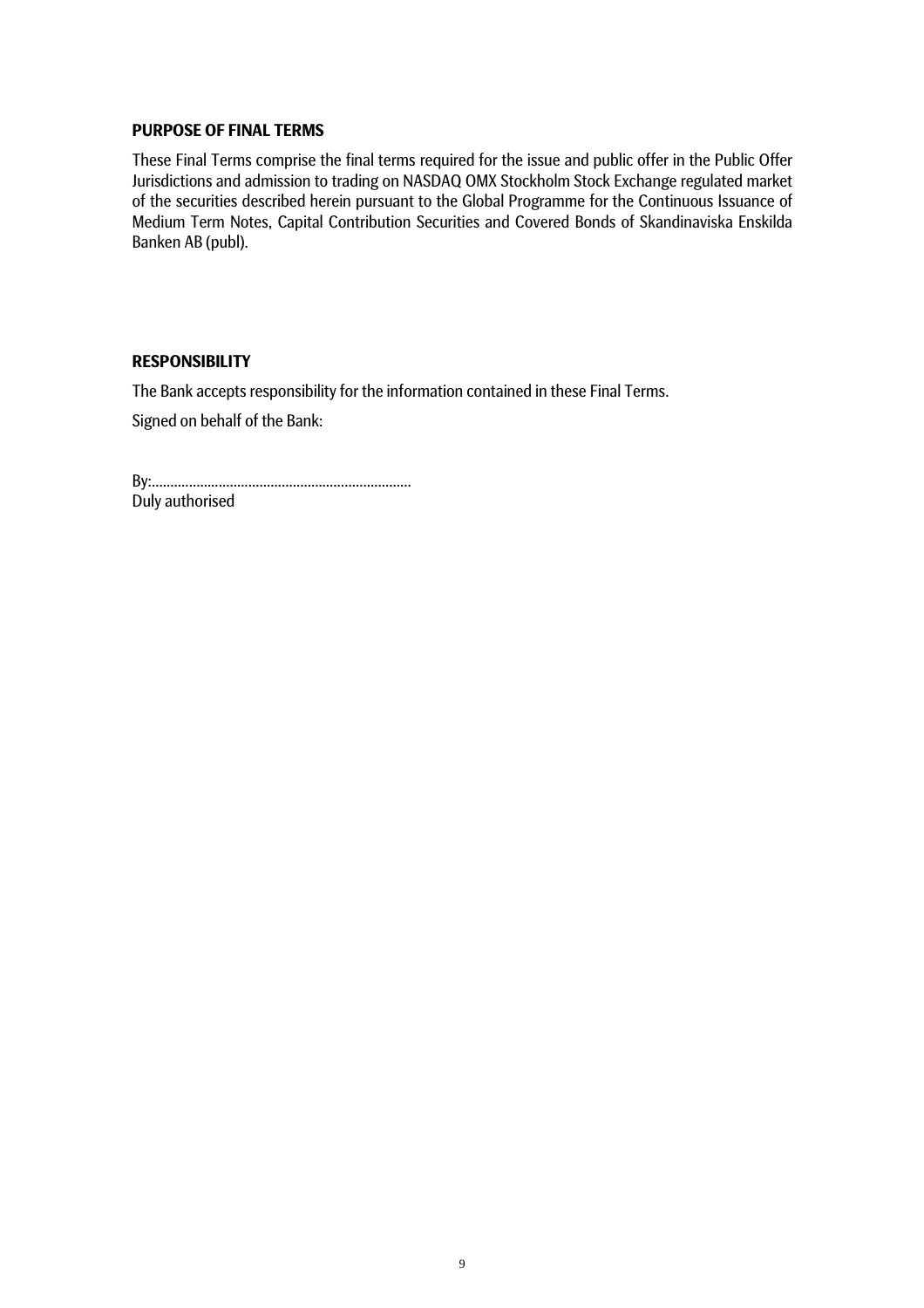**PURPOSE OF FINAL TERMS**

These Final Terms comprise the final terms required for the issue and public offer in the Public Offer Jurisdictions and admission to trading on NASDAQ OMX Stockholm Stock Exchange regulated market of the securities described herein pursuant to the Global Programme for the Continuous Issuance of Medium Term Notes, Capital Contribution Securities and Covered Bonds of Skandinaviska Enskilda Banken AB (publ).

**RESPONSIBILITY**

The Bank accepts responsibility for the information contained in these Final Terms.

Signed on behalf of the Bank:

By:......................................................................
Duly authorised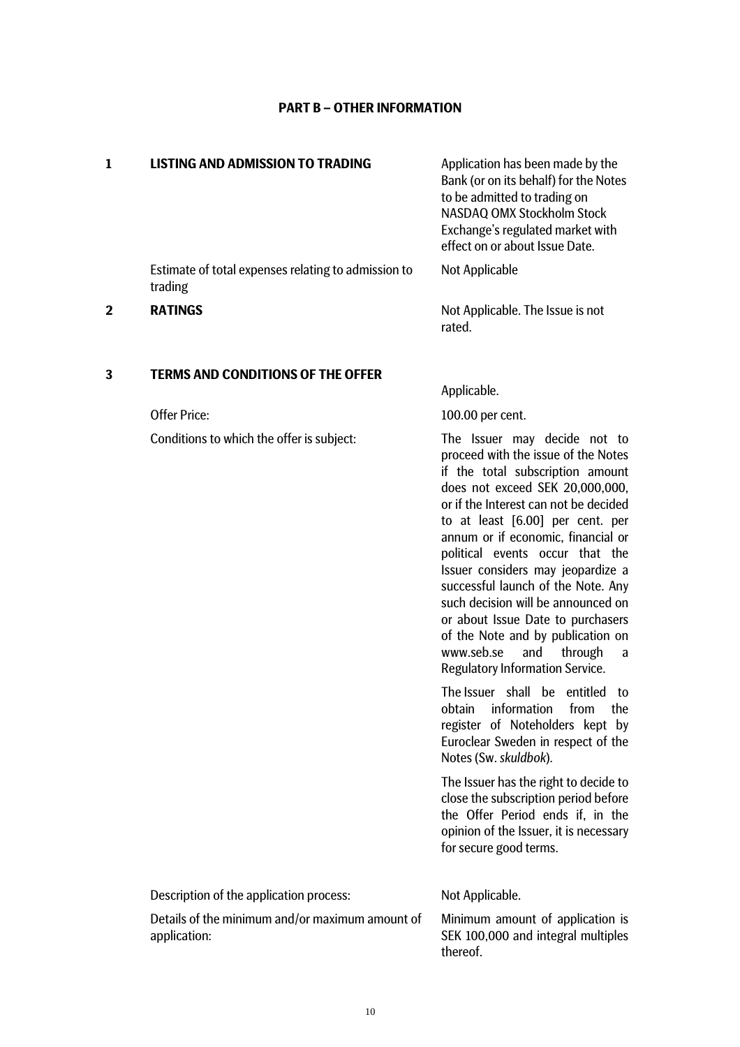## PART B – OTHER INFORMATION

| | | |
|---|---|---|
| **1** | **LISTING AND ADMISSION TO TRADING** | Application has been made by the Bank (or on its behalf) for the Notes to be admitted to trading on NASDAQ OMX Stockholm Stock Exchange's regulated market with effect on or about Issue Date. |
| | Estimate of total expenses relating to admission to trading | Not Applicable |
| **2** | **RATINGS** | Not Applicable. The Issue is not rated. |
| **3** | **TERMS AND CONDITIONS OF THE OFFER** | Applicable. |
| | Offer Price: | 100.00 per cent. |
| | Conditions to which the offer is subject: | The Issuer may decide not to proceed with the issue of the Notes if the total subscription amount does not exceed SEK 20,000,000, or if the Interest can not be decided to at least [6.00] per cent. per annum or if economic, financial or political events occur that the Issuer considers may jeopardize a successful launch of the Note. Any such decision will be announced on or about Issue Date to purchasers of the Note and by publication on www.seb.se and through a Regulatory Information Service.<br><br>The Issuer shall be entitled to obtain information from the register of Noteholders kept by Euroclear Sweden in respect of the Notes (Sw. *skuldbok*).<br><br>The Issuer has the right to decide to close the subscription period before the Offer Period ends if, in the opinion of the Issuer, it is necessary for secure good terms. |
| | Description of the application process: | Not Applicable. |
| | Details of the minimum and/or maximum amount of application: | Minimum amount of application is SEK 100,000 and integral multiples thereof. |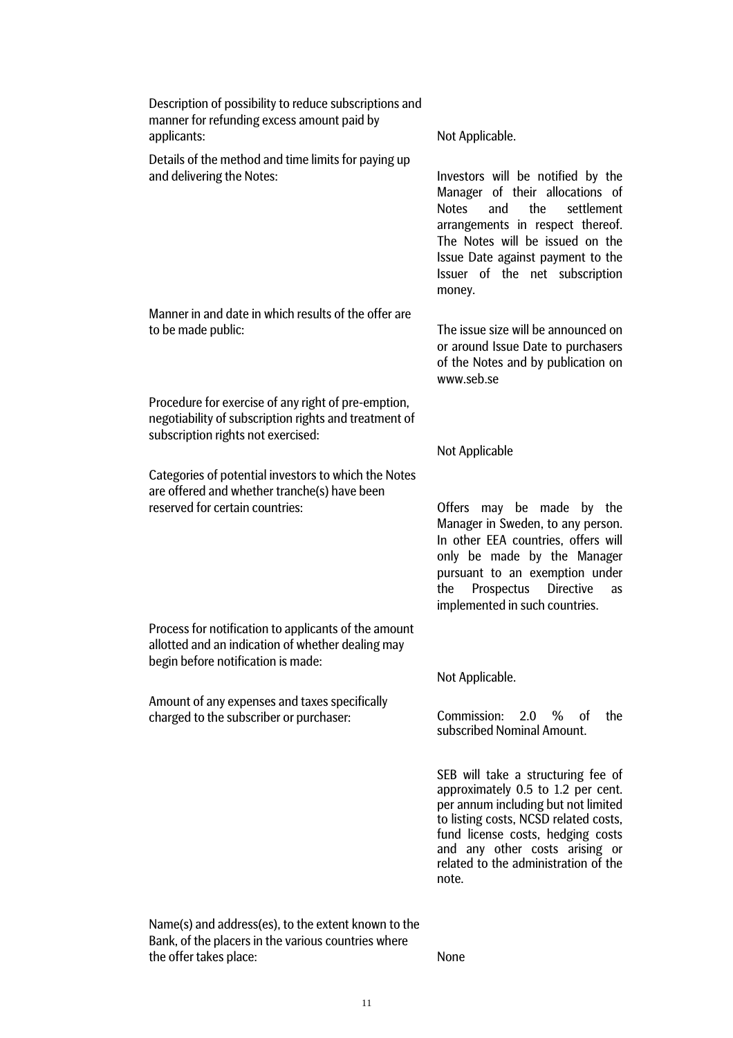| | |
|---|---|
| Description of possibility to reduce subscriptions and manner for refunding excess amount paid by applicants: | Not Applicable. |
| Details of the method and time limits for paying up and delivering the Notes: | Investors will be notified by the Manager of their allocations of Notes and the settlement arrangements in respect thereof. The Notes will be issued on the Issue Date against payment to the Issuer of the net subscription money. |
| Manner in and date in which results of the offer are to be made public: | The issue size will be announced on or around Issue Date to purchasers of the Notes and by publication on www.seb.se |
| Procedure for exercise of any right of pre-emption, negotiability of subscription rights and treatment of subscription rights not exercised: | Not Applicable |
| Categories of potential investors to which the Notes are offered and whether tranche(s) have been reserved for certain countries: | Offers may be made by the Manager in Sweden, to any person. In other EEA countries, offers will only be made by the Manager pursuant to an exemption under the Prospectus Directive as implemented in such countries. |
| Process for notification to applicants of the amount allotted and an indication of whether dealing may begin before notification is made: | Not Applicable. |
| Amount of any expenses and taxes specifically charged to the subscriber or purchaser: | Commission: 2.0 % of the subscribed Nominal Amount.<br><br>SEB will take a structuring fee of approximately 0.5 to 1.2 per cent. per annum including but not limited to listing costs, NCSD related costs, fund license costs, hedging costs and any other costs arising or related to the administration of the note. |
| Name(s) and address(es), to the extent known to the Bank, of the placers in the various countries where the offer takes place: | None |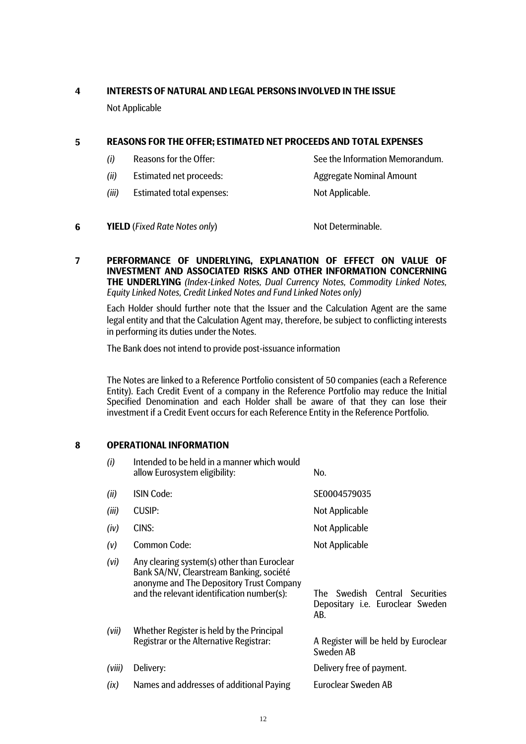## 4 INTERESTS OF NATURAL AND LEGAL PERSONS INVOLVED IN THE ISSUE

Not Applicable

## 5 REASONS FOR THE OFFER; ESTIMATED NET PROCEEDS AND TOTAL EXPENSES

| | | |
|---|---|---|
| *(i)* | Reasons for the Offer: | See the Information Memorandum. |
| *(ii)* | Estimated net proceeds: | Aggregate Nominal Amount |
| *(iii)* | Estimated total expenses: | Not Applicable. |

## 6 YIELD (*Fixed Rate Notes only*) — Not Determinable.

## 7 PERFORMANCE OF UNDERLYING, EXPLANATION OF EFFECT ON VALUE OF INVESTMENT AND ASSOCIATED RISKS AND OTHER INFORMATION CONCERNING THE UNDERLYING *(Index-Linked Notes, Dual Currency Notes, Commodity Linked Notes, Equity Linked Notes, Credit Linked Notes and Fund Linked Notes only)*

Each Holder should further note that the Issuer and the Calculation Agent are the same legal entity and that the Calculation Agent may, therefore, be subject to conflicting interests in performing its duties under the Notes.

The Bank does not intend to provide post-issuance information

The Notes are linked to a Reference Portfolio consistent of 50 companies (each a Reference Entity). Each Credit Event of a company in the Reference Portfolio may reduce the Initial Specified Denomination and each Holder shall be aware of that they can lose their investment if a Credit Event occurs for each Reference Entity in the Reference Portfolio.

## 8 OPERATIONAL INFORMATION

| | | |
|---|---|---|
| *(i)* | Intended to be held in a manner which would allow Eurosystem eligibility: | No. |
| *(ii)* | ISIN Code: | SE0004579035 |
| *(iii)* | CUSIP: | Not Applicable |
| *(iv)* | CINS: | Not Applicable |
| *(v)* | Common Code: | Not Applicable |
| *(vi)* | Any clearing system(s) other than Euroclear Bank SA/NV, Clearstream Banking, société anonyme and The Depository Trust Company and the relevant identification number(s): | The Swedish Central Securities Depositary i.e. Euroclear Sweden AB. |
| *(vii)* | Whether Register is held by the Principal Registrar or the Alternative Registrar: | A Register will be held by Euroclear Sweden AB |
| *(viii)* | Delivery: | Delivery free of payment. |
| *(ix)* | Names and addresses of additional Paying | Euroclear Sweden AB |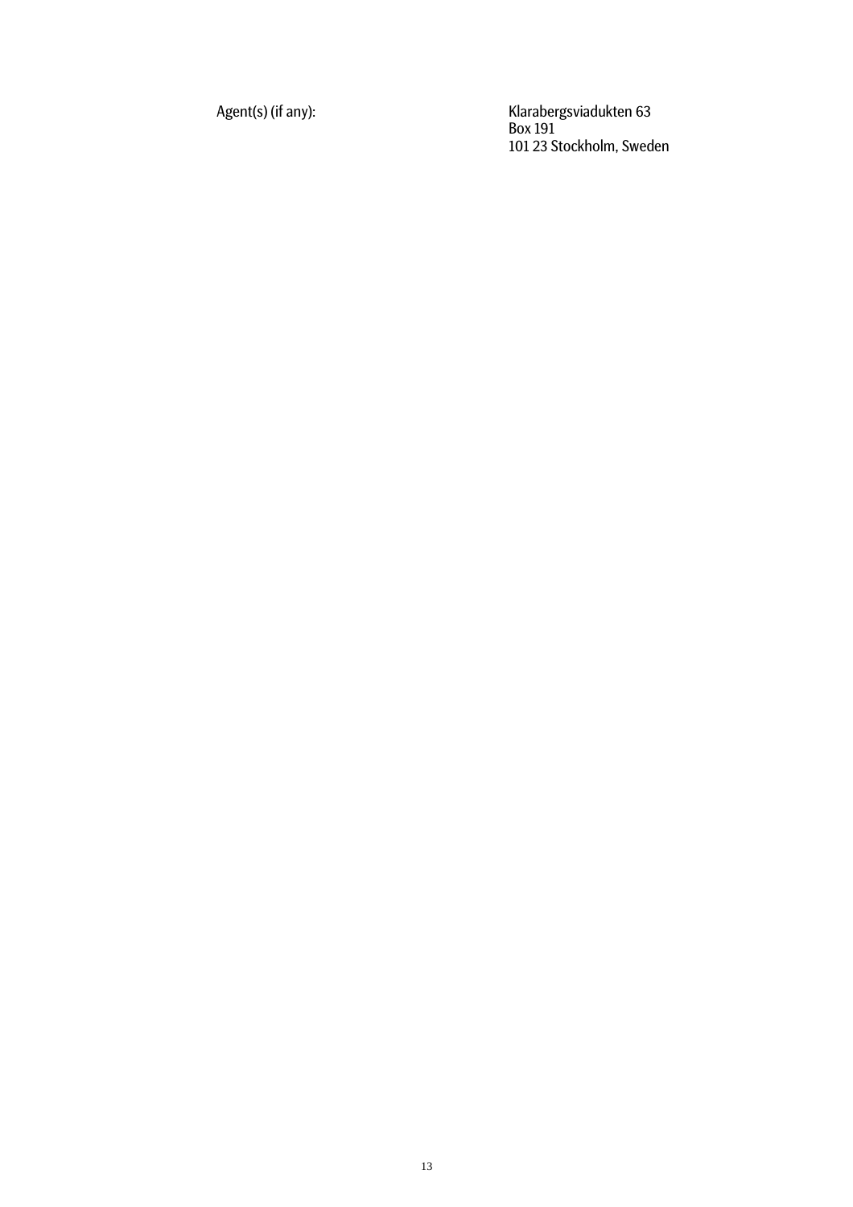| Agent(s) (if any): | Klarabergsviadukten 63<br>Box 191<br>101 23 Stockholm, Sweden |
| --- | --- |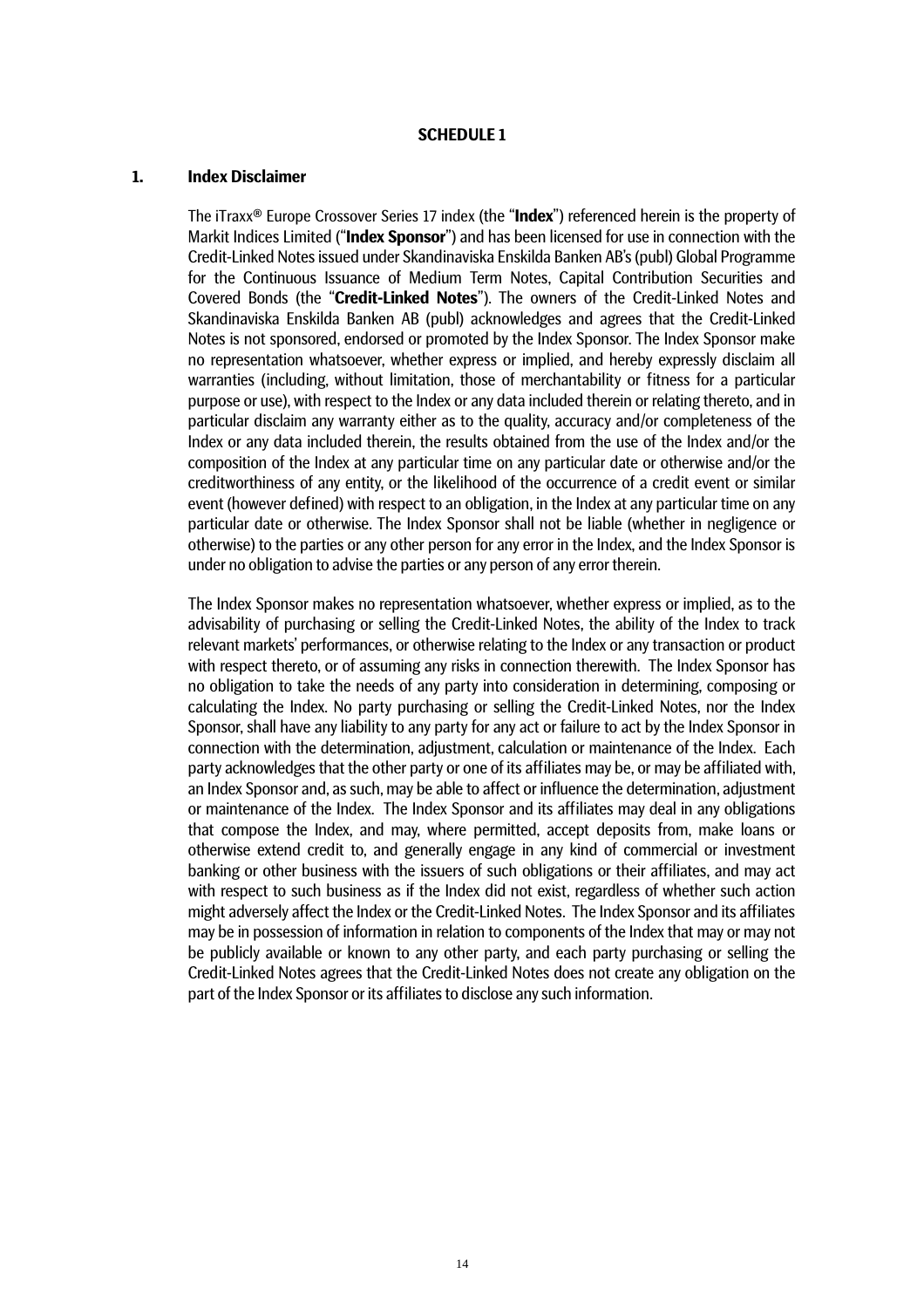## SCHEDULE 1

### 1. Index Disclaimer

The iTraxx® Europe Crossover Series 17 index (the "**Index**") referenced herein is the property of Markit Indices Limited ("**Index Sponsor**") and has been licensed for use in connection with the Credit-Linked Notes issued under Skandinaviska Enskilda Banken AB's (publ) Global Programme for the Continuous Issuance of Medium Term Notes, Capital Contribution Securities and Covered Bonds (the "**Credit-Linked Notes**"). The owners of the Credit-Linked Notes and Skandinaviska Enskilda Banken AB (publ) acknowledges and agrees that the Credit-Linked Notes is not sponsored, endorsed or promoted by the Index Sponsor. The Index Sponsor make no representation whatsoever, whether express or implied, and hereby expressly disclaim all warranties (including, without limitation, those of merchantability or fitness for a particular purpose or use), with respect to the Index or any data included therein or relating thereto, and in particular disclaim any warranty either as to the quality, accuracy and/or completeness of the Index or any data included therein, the results obtained from the use of the Index and/or the composition of the Index at any particular time on any particular date or otherwise and/or the creditworthiness of any entity, or the likelihood of the occurrence of a credit event or similar event (however defined) with respect to an obligation, in the Index at any particular time on any particular date or otherwise. The Index Sponsor shall not be liable (whether in negligence or otherwise) to the parties or any other person for any error in the Index, and the Index Sponsor is under no obligation to advise the parties or any person of any error therein.

The Index Sponsor makes no representation whatsoever, whether express or implied, as to the advisability of purchasing or selling the Credit-Linked Notes, the ability of the Index to track relevant markets' performances, or otherwise relating to the Index or any transaction or product with respect thereto, or of assuming any risks in connection therewith. The Index Sponsor has no obligation to take the needs of any party into consideration in determining, composing or calculating the Index. No party purchasing or selling the Credit-Linked Notes, nor the Index Sponsor, shall have any liability to any party for any act or failure to act by the Index Sponsor in connection with the determination, adjustment, calculation or maintenance of the Index. Each party acknowledges that the other party or one of its affiliates may be, or may be affiliated with, an Index Sponsor and, as such, may be able to affect or influence the determination, adjustment or maintenance of the Index. The Index Sponsor and its affiliates may deal in any obligations that compose the Index, and may, where permitted, accept deposits from, make loans or otherwise extend credit to, and generally engage in any kind of commercial or investment banking or other business with the issuers of such obligations or their affiliates, and may act with respect to such business as if the Index did not exist, regardless of whether such action might adversely affect the Index or the Credit-Linked Notes. The Index Sponsor and its affiliates may be in possession of information in relation to components of the Index that may or may not be publicly available or known to any other party, and each party purchasing or selling the Credit-Linked Notes agrees that the Credit-Linked Notes does not create any obligation on the part of the Index Sponsor or its affiliates to disclose any such information.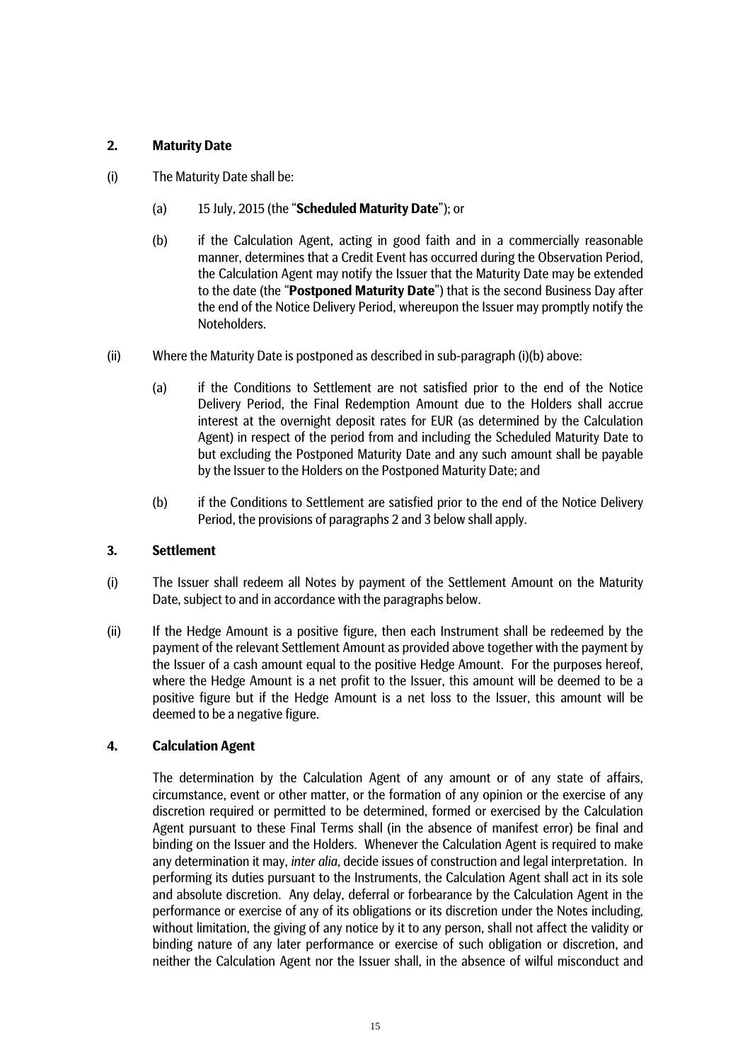## 2. Maturity Date

(i) The Maturity Date shall be:

(a) 15 July, 2015 (the "**Scheduled Maturity Date**"); or

(b) if the Calculation Agent, acting in good faith and in a commercially reasonable manner, determines that a Credit Event has occurred during the Observation Period, the Calculation Agent may notify the Issuer that the Maturity Date may be extended to the date (the "**Postponed Maturity Date**") that is the second Business Day after the end of the Notice Delivery Period, whereupon the Issuer may promptly notify the Noteholders.

(ii) Where the Maturity Date is postponed as described in sub-paragraph (i)(b) above:

(a) if the Conditions to Settlement are not satisfied prior to the end of the Notice Delivery Period, the Final Redemption Amount due to the Holders shall accrue interest at the overnight deposit rates for EUR (as determined by the Calculation Agent) in respect of the period from and including the Scheduled Maturity Date to but excluding the Postponed Maturity Date and any such amount shall be payable by the Issuer to the Holders on the Postponed Maturity Date; and

(b) if the Conditions to Settlement are satisfied prior to the end of the Notice Delivery Period, the provisions of paragraphs 2 and 3 below shall apply.

## 3. Settlement

(i) The Issuer shall redeem all Notes by payment of the Settlement Amount on the Maturity Date, subject to and in accordance with the paragraphs below.

(ii) If the Hedge Amount is a positive figure, then each Instrument shall be redeemed by the payment of the relevant Settlement Amount as provided above together with the payment by the Issuer of a cash amount equal to the positive Hedge Amount. For the purposes hereof, where the Hedge Amount is a net profit to the Issuer, this amount will be deemed to be a positive figure but if the Hedge Amount is a net loss to the Issuer, this amount will be deemed to be a negative figure.

## 4. Calculation Agent

The determination by the Calculation Agent of any amount or of any state of affairs, circumstance, event or other matter, or the formation of any opinion or the exercise of any discretion required or permitted to be determined, formed or exercised by the Calculation Agent pursuant to these Final Terms shall (in the absence of manifest error) be final and binding on the Issuer and the Holders. Whenever the Calculation Agent is required to make any determination it may, *inter alia*, decide issues of construction and legal interpretation. In performing its duties pursuant to the Instruments, the Calculation Agent shall act in its sole and absolute discretion. Any delay, deferral or forbearance by the Calculation Agent in the performance or exercise of any of its obligations or its discretion under the Notes including, without limitation, the giving of any notice by it to any person, shall not affect the validity or binding nature of any later performance or exercise of such obligation or discretion, and neither the Calculation Agent nor the Issuer shall, in the absence of wilful misconduct and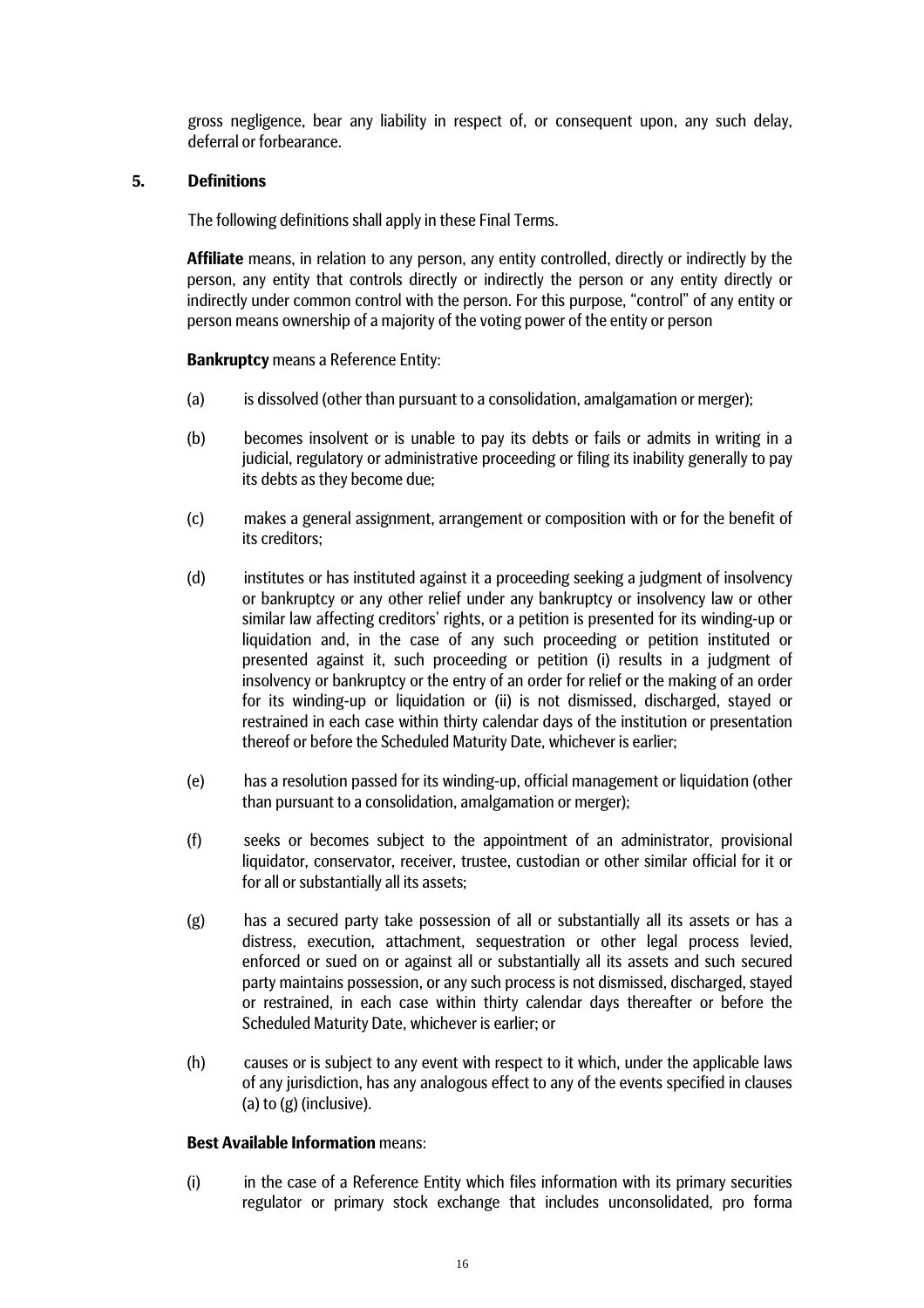gross negligence, bear any liability in respect of, or consequent upon, any such delay, deferral or forbearance.

## 5. Definitions

The following definitions shall apply in these Final Terms.

**Affiliate** means, in relation to any person, any entity controlled, directly or indirectly by the person, any entity that controls directly or indirectly the person or any entity directly or indirectly under common control with the person. For this purpose, "control" of any entity or person means ownership of a majority of the voting power of the entity or person

**Bankruptcy** means a Reference Entity:

(a) is dissolved (other than pursuant to a consolidation, amalgamation or merger);

(b) becomes insolvent or is unable to pay its debts or fails or admits in writing in a judicial, regulatory or administrative proceeding or filing its inability generally to pay its debts as they become due;

(c) makes a general assignment, arrangement or composition with or for the benefit of its creditors;

(d) institutes or has instituted against it a proceeding seeking a judgment of insolvency or bankruptcy or any other relief under any bankruptcy or insolvency law or other similar law affecting creditors' rights, or a petition is presented for its winding-up or liquidation and, in the case of any such proceeding or petition instituted or presented against it, such proceeding or petition (i) results in a judgment of insolvency or bankruptcy or the entry of an order for relief or the making of an order for its winding-up or liquidation or (ii) is not dismissed, discharged, stayed or restrained in each case within thirty calendar days of the institution or presentation thereof or before the Scheduled Maturity Date, whichever is earlier;

(e) has a resolution passed for its winding-up, official management or liquidation (other than pursuant to a consolidation, amalgamation or merger);

(f) seeks or becomes subject to the appointment of an administrator, provisional liquidator, conservator, receiver, trustee, custodian or other similar official for it or for all or substantially all its assets;

(g) has a secured party take possession of all or substantially all its assets or has a distress, execution, attachment, sequestration or other legal process levied, enforced or sued on or against all or substantially all its assets and such secured party maintains possession, or any such process is not dismissed, discharged, stayed or restrained, in each case within thirty calendar days thereafter or before the Scheduled Maturity Date, whichever is earlier; or

(h) causes or is subject to any event with respect to it which, under the applicable laws of any jurisdiction, has any analogous effect to any of the events specified in clauses (a) to (g) (inclusive).

**Best Available Information** means:

(i) in the case of a Reference Entity which files information with its primary securities regulator or primary stock exchange that includes unconsolidated, pro forma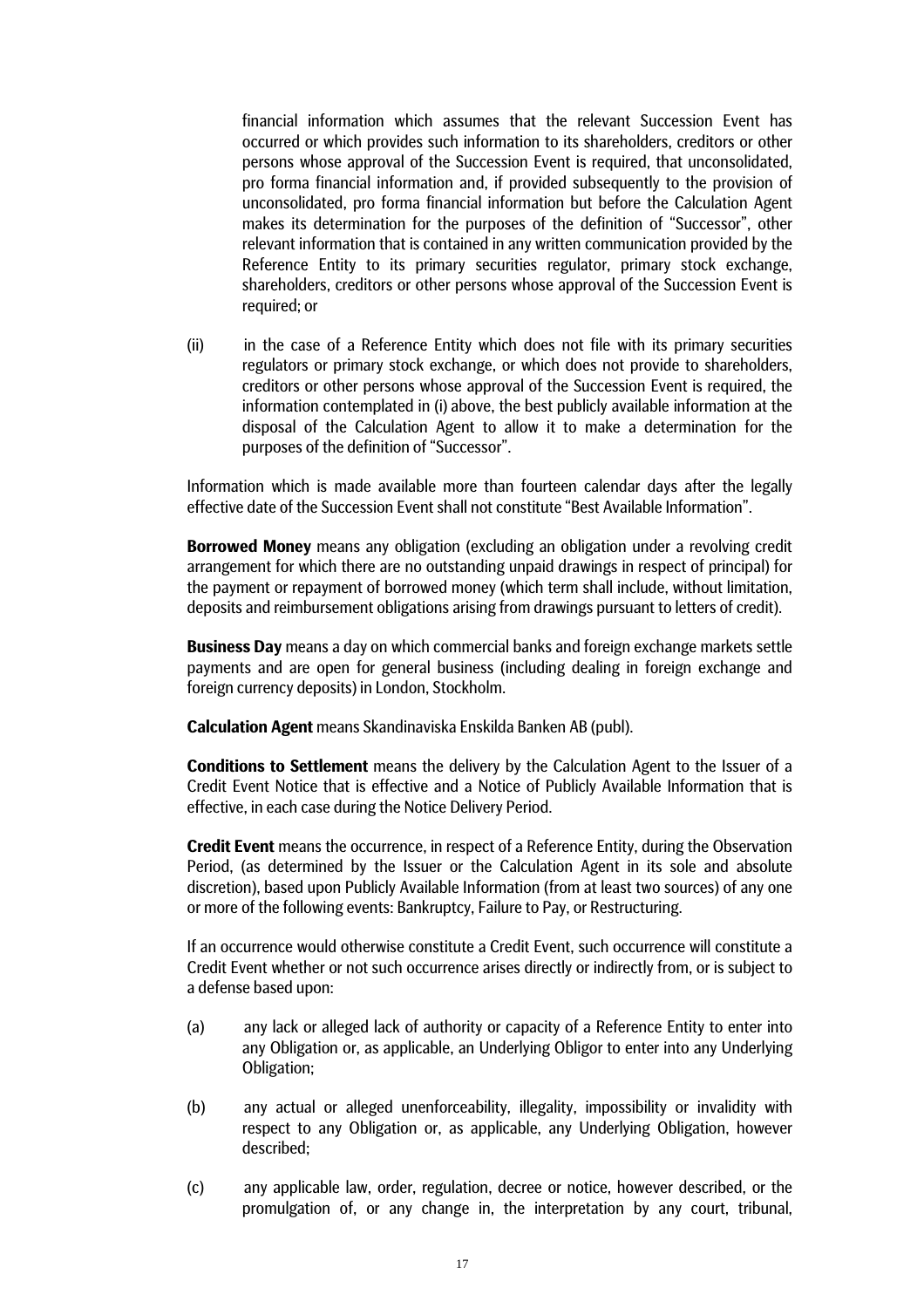financial information which assumes that the relevant Succession Event has occurred or which provides such information to its shareholders, creditors or other persons whose approval of the Succession Event is required, that unconsolidated, pro forma financial information and, if provided subsequently to the provision of unconsolidated, pro forma financial information but before the Calculation Agent makes its determination for the purposes of the definition of "Successor", other relevant information that is contained in any written communication provided by the Reference Entity to its primary securities regulator, primary stock exchange, shareholders, creditors or other persons whose approval of the Succession Event is required; or

(ii) in the case of a Reference Entity which does not file with its primary securities regulators or primary stock exchange, or which does not provide to shareholders, creditors or other persons whose approval of the Succession Event is required, the information contemplated in (i) above, the best publicly available information at the disposal of the Calculation Agent to allow it to make a determination for the purposes of the definition of "Successor".

Information which is made available more than fourteen calendar days after the legally effective date of the Succession Event shall not constitute "Best Available Information".

**Borrowed Money** means any obligation (excluding an obligation under a revolving credit arrangement for which there are no outstanding unpaid drawings in respect of principal) for the payment or repayment of borrowed money (which term shall include, without limitation, deposits and reimbursement obligations arising from drawings pursuant to letters of credit).

**Business Day** means a day on which commercial banks and foreign exchange markets settle payments and are open for general business (including dealing in foreign exchange and foreign currency deposits) in London, Stockholm.

**Calculation Agent** means Skandinaviska Enskilda Banken AB (publ).

**Conditions to Settlement** means the delivery by the Calculation Agent to the Issuer of a Credit Event Notice that is effective and a Notice of Publicly Available Information that is effective, in each case during the Notice Delivery Period.

**Credit Event** means the occurrence, in respect of a Reference Entity, during the Observation Period, (as determined by the Issuer or the Calculation Agent in its sole and absolute discretion), based upon Publicly Available Information (from at least two sources) of any one or more of the following events: Bankruptcy, Failure to Pay, or Restructuring.

If an occurrence would otherwise constitute a Credit Event, such occurrence will constitute a Credit Event whether or not such occurrence arises directly or indirectly from, or is subject to a defense based upon:

(a) any lack or alleged lack of authority or capacity of a Reference Entity to enter into any Obligation or, as applicable, an Underlying Obligor to enter into any Underlying Obligation;

(b) any actual or alleged unenforceability, illegality, impossibility or invalidity with respect to any Obligation or, as applicable, any Underlying Obligation, however described;

(c) any applicable law, order, regulation, decree or notice, however described, or the promulgation of, or any change in, the interpretation by any court, tribunal,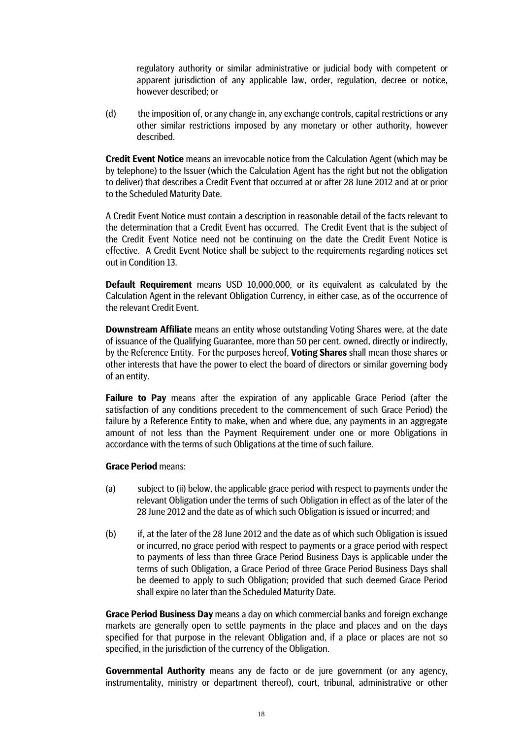regulatory authority or similar administrative or judicial body with competent or apparent jurisdiction of any applicable law, order, regulation, decree or notice, however described; or

(d) the imposition of, or any change in, any exchange controls, capital restrictions or any other similar restrictions imposed by any monetary or other authority, however described.

**Credit Event Notice** means an irrevocable notice from the Calculation Agent (which may be by telephone) to the Issuer (which the Calculation Agent has the right but not the obligation to deliver) that describes a Credit Event that occurred at or after 28 June 2012 and at or prior to the Scheduled Maturity Date.

A Credit Event Notice must contain a description in reasonable detail of the facts relevant to the determination that a Credit Event has occurred. The Credit Event that is the subject of the Credit Event Notice need not be continuing on the date the Credit Event Notice is effective. A Credit Event Notice shall be subject to the requirements regarding notices set out in Condition 13.

**Default Requirement** means USD 10,000,000, or its equivalent as calculated by the Calculation Agent in the relevant Obligation Currency, in either case, as of the occurrence of the relevant Credit Event.

**Downstream Affiliate** means an entity whose outstanding Voting Shares were, at the date of issuance of the Qualifying Guarantee, more than 50 per cent. owned, directly or indirectly, by the Reference Entity. For the purposes hereof, **Voting Shares** shall mean those shares or other interests that have the power to elect the board of directors or similar governing body of an entity.

**Failure to Pay** means after the expiration of any applicable Grace Period (after the satisfaction of any conditions precedent to the commencement of such Grace Period) the failure by a Reference Entity to make, when and where due, any payments in an aggregate amount of not less than the Payment Requirement under one or more Obligations in accordance with the terms of such Obligations at the time of such failure.

**Grace Period** means:

(a) subject to (ii) below, the applicable grace period with respect to payments under the relevant Obligation under the terms of such Obligation in effect as of the later of the 28 June 2012 and the date as of which such Obligation is issued or incurred; and

(b) if, at the later of the 28 June 2012 and the date as of which such Obligation is issued or incurred, no grace period with respect to payments or a grace period with respect to payments of less than three Grace Period Business Days is applicable under the terms of such Obligation, a Grace Period of three Grace Period Business Days shall be deemed to apply to such Obligation; provided that such deemed Grace Period shall expire no later than the Scheduled Maturity Date.

**Grace Period Business Day** means a day on which commercial banks and foreign exchange markets are generally open to settle payments in the place and places and on the days specified for that purpose in the relevant Obligation and, if a place or places are not so specified, in the jurisdiction of the currency of the Obligation.

**Governmental Authority** means any de facto or de jure government (or any agency, instrumentality, ministry or department thereof), court, tribunal, administrative or other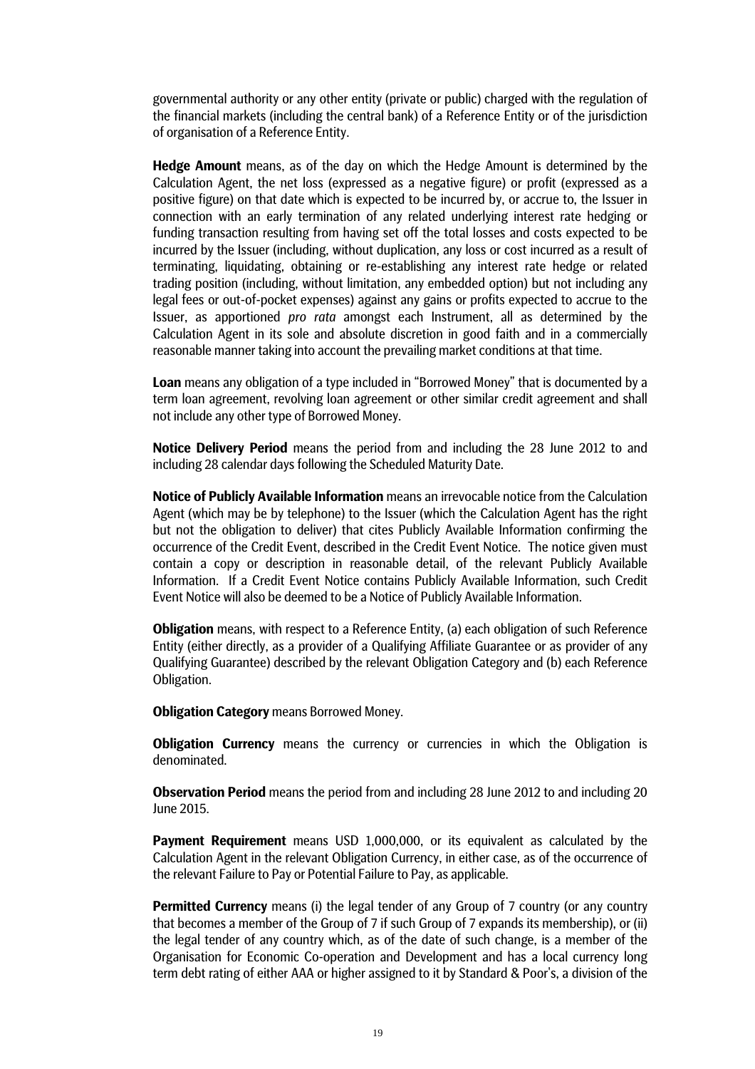governmental authority or any other entity (private or public) charged with the regulation of the financial markets (including the central bank) of a Reference Entity or of the jurisdiction of organisation of a Reference Entity.

**Hedge Amount** means, as of the day on which the Hedge Amount is determined by the Calculation Agent, the net loss (expressed as a negative figure) or profit (expressed as a positive figure) on that date which is expected to be incurred by, or accrue to, the Issuer in connection with an early termination of any related underlying interest rate hedging or funding transaction resulting from having set off the total losses and costs expected to be incurred by the Issuer (including, without duplication, any loss or cost incurred as a result of terminating, liquidating, obtaining or re-establishing any interest rate hedge or related trading position (including, without limitation, any embedded option) but not including any legal fees or out-of-pocket expenses) against any gains or profits expected to accrue to the Issuer, as apportioned *pro rata* amongst each Instrument, all as determined by the Calculation Agent in its sole and absolute discretion in good faith and in a commercially reasonable manner taking into account the prevailing market conditions at that time.

**Loan** means any obligation of a type included in "Borrowed Money" that is documented by a term loan agreement, revolving loan agreement or other similar credit agreement and shall not include any other type of Borrowed Money.

**Notice Delivery Period** means the period from and including the 28 June 2012 to and including 28 calendar days following the Scheduled Maturity Date.

**Notice of Publicly Available Information** means an irrevocable notice from the Calculation Agent (which may be by telephone) to the Issuer (which the Calculation Agent has the right but not the obligation to deliver) that cites Publicly Available Information confirming the occurrence of the Credit Event, described in the Credit Event Notice. The notice given must contain a copy or description in reasonable detail, of the relevant Publicly Available Information. If a Credit Event Notice contains Publicly Available Information, such Credit Event Notice will also be deemed to be a Notice of Publicly Available Information.

**Obligation** means, with respect to a Reference Entity, (a) each obligation of such Reference Entity (either directly, as a provider of a Qualifying Affiliate Guarantee or as provider of any Qualifying Guarantee) described by the relevant Obligation Category and (b) each Reference Obligation.

**Obligation Category** means Borrowed Money.

**Obligation Currency** means the currency or currencies in which the Obligation is denominated.

**Observation Period** means the period from and including 28 June 2012 to and including 20 June 2015.

**Payment Requirement** means USD 1,000,000, or its equivalent as calculated by the Calculation Agent in the relevant Obligation Currency, in either case, as of the occurrence of the relevant Failure to Pay or Potential Failure to Pay, as applicable.

**Permitted Currency** means (i) the legal tender of any Group of 7 country (or any country that becomes a member of the Group of 7 if such Group of 7 expands its membership), or (ii) the legal tender of any country which, as of the date of such change, is a member of the Organisation for Economic Co-operation and Development and has a local currency long term debt rating of either AAA or higher assigned to it by Standard & Poor's, a division of the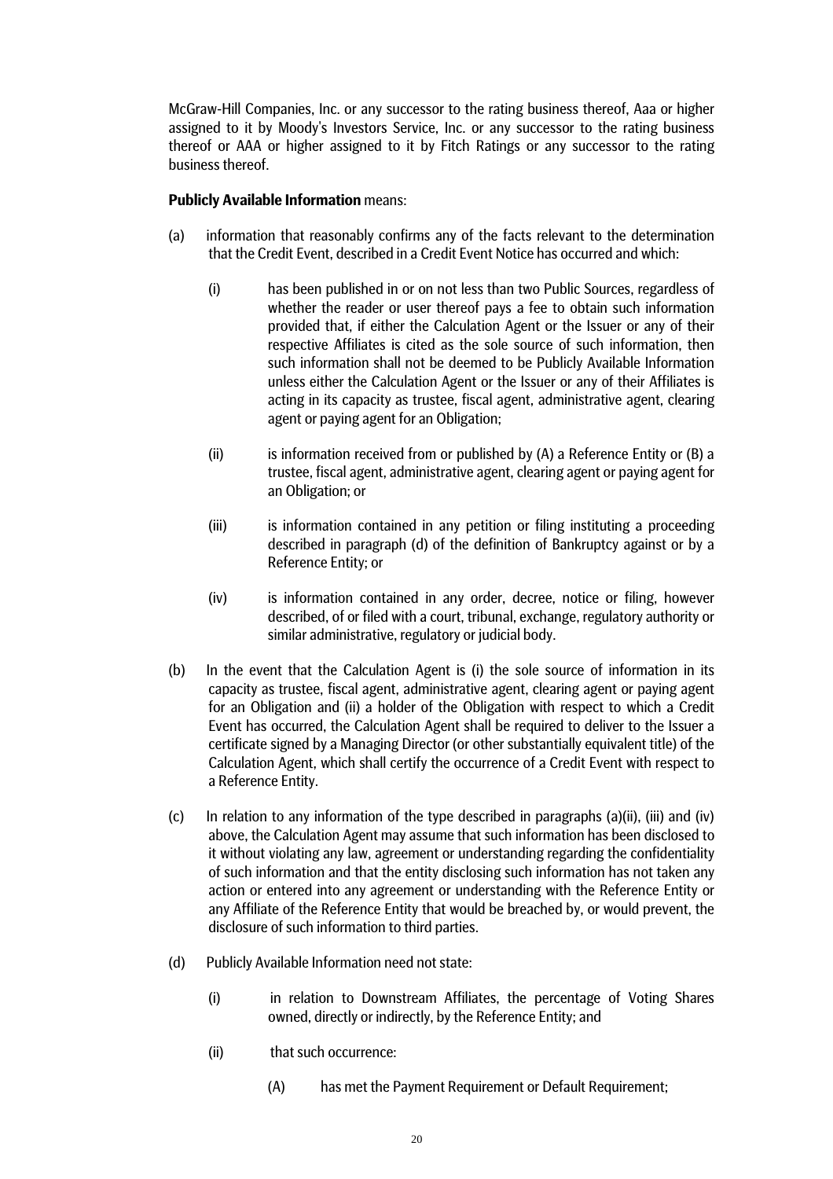McGraw-Hill Companies, Inc. or any successor to the rating business thereof, Aaa or higher assigned to it by Moody's Investors Service, Inc. or any successor to the rating business thereof or AAA or higher assigned to it by Fitch Ratings or any successor to the rating business thereof.

**Publicly Available Information** means:

(a) information that reasonably confirms any of the facts relevant to the determination that the Credit Event, described in a Credit Event Notice has occurred and which:

  (i) has been published in or on not less than two Public Sources, regardless of whether the reader or user thereof pays a fee to obtain such information provided that, if either the Calculation Agent or the Issuer or any of their respective Affiliates is cited as the sole source of such information, then such information shall not be deemed to be Publicly Available Information unless either the Calculation Agent or the Issuer or any of their Affiliates is acting in its capacity as trustee, fiscal agent, administrative agent, clearing agent or paying agent for an Obligation;

  (ii) is information received from or published by (A) a Reference Entity or (B) a trustee, fiscal agent, administrative agent, clearing agent or paying agent for an Obligation; or

  (iii) is information contained in any petition or filing instituting a proceeding described in paragraph (d) of the definition of Bankruptcy against or by a Reference Entity; or

  (iv) is information contained in any order, decree, notice or filing, however described, of or filed with a court, tribunal, exchange, regulatory authority or similar administrative, regulatory or judicial body.

(b) In the event that the Calculation Agent is (i) the sole source of information in its capacity as trustee, fiscal agent, administrative agent, clearing agent or paying agent for an Obligation and (ii) a holder of the Obligation with respect to which a Credit Event has occurred, the Calculation Agent shall be required to deliver to the Issuer a certificate signed by a Managing Director (or other substantially equivalent title) of the Calculation Agent, which shall certify the occurrence of a Credit Event with respect to a Reference Entity.

(c) In relation to any information of the type described in paragraphs (a)(ii), (iii) and (iv) above, the Calculation Agent may assume that such information has been disclosed to it without violating any law, agreement or understanding regarding the confidentiality of such information and that the entity disclosing such information has not taken any action or entered into any agreement or understanding with the Reference Entity or any Affiliate of the Reference Entity that would be breached by, or would prevent, the disclosure of such information to third parties.

(d) Publicly Available Information need not state:

  (i) in relation to Downstream Affiliates, the percentage of Voting Shares owned, directly or indirectly, by the Reference Entity; and

  (ii) that such occurrence:

    (A) has met the Payment Requirement or Default Requirement;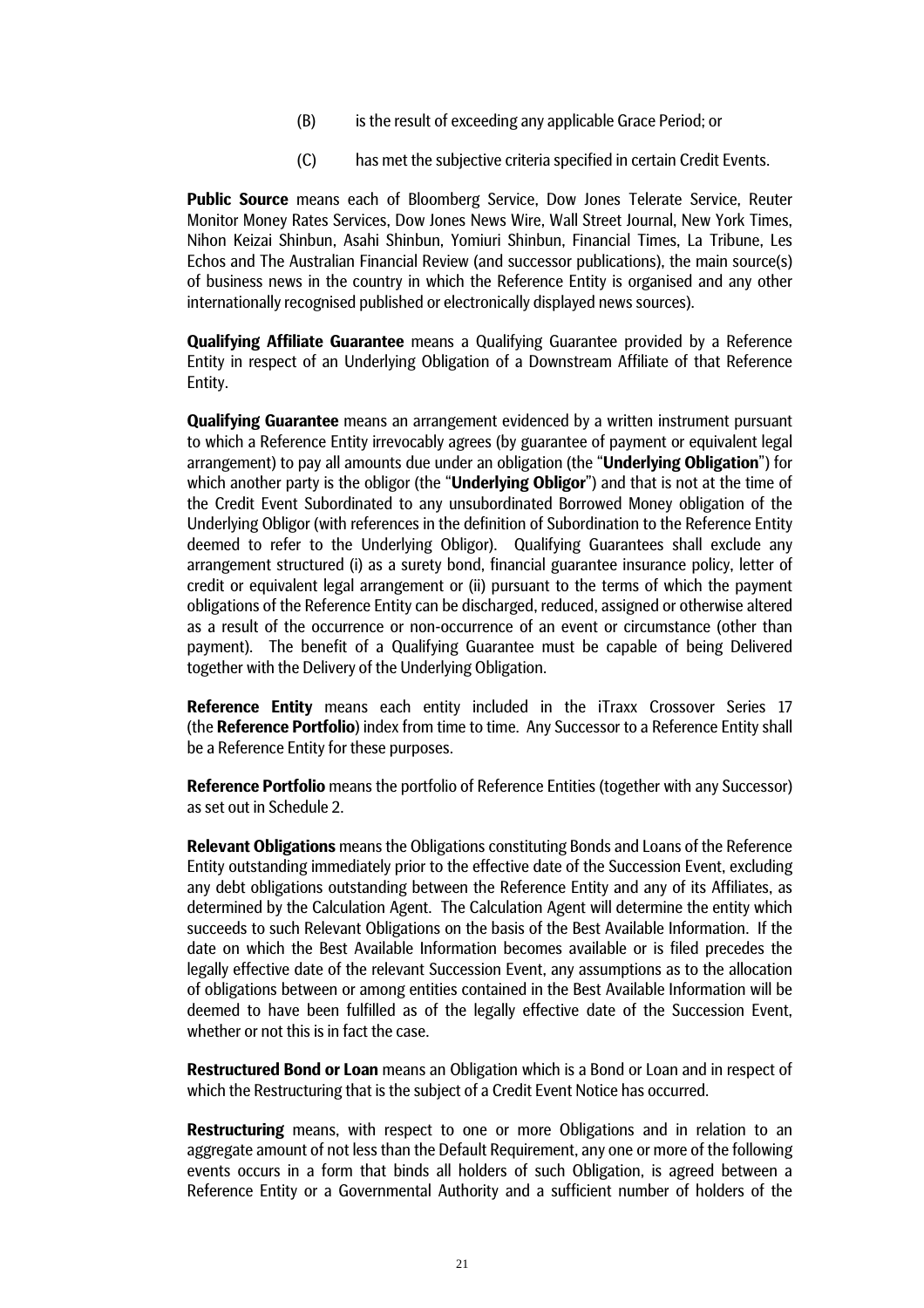(B) is the result of exceeding any applicable Grace Period; or

(C) has met the subjective criteria specified in certain Credit Events.

**Public Source** means each of Bloomberg Service, Dow Jones Telerate Service, Reuter Monitor Money Rates Services, Dow Jones News Wire, Wall Street Journal, New York Times, Nihon Keizai Shinbun, Asahi Shinbun, Yomiuri Shinbun, Financial Times, La Tribune, Les Echos and The Australian Financial Review (and successor publications), the main source(s) of business news in the country in which the Reference Entity is organised and any other internationally recognised published or electronically displayed news sources).

**Qualifying Affiliate Guarantee** means a Qualifying Guarantee provided by a Reference Entity in respect of an Underlying Obligation of a Downstream Affiliate of that Reference Entity.

**Qualifying Guarantee** means an arrangement evidenced by a written instrument pursuant to which a Reference Entity irrevocably agrees (by guarantee of payment or equivalent legal arrangement) to pay all amounts due under an obligation (the "**Underlying Obligation**") for which another party is the obligor (the "**Underlying Obligor**") and that is not at the time of the Credit Event Subordinated to any unsubordinated Borrowed Money obligation of the Underlying Obligor (with references in the definition of Subordination to the Reference Entity deemed to refer to the Underlying Obligor). Qualifying Guarantees shall exclude any arrangement structured (i) as a surety bond, financial guarantee insurance policy, letter of credit or equivalent legal arrangement or (ii) pursuant to the terms of which the payment obligations of the Reference Entity can be discharged, reduced, assigned or otherwise altered as a result of the occurrence or non-occurrence of an event or circumstance (other than payment). The benefit of a Qualifying Guarantee must be capable of being Delivered together with the Delivery of the Underlying Obligation.

**Reference Entity** means each entity included in the iTraxx Crossover Series 17 (the **Reference Portfolio**) index from time to time. Any Successor to a Reference Entity shall be a Reference Entity for these purposes.

**Reference Portfolio** means the portfolio of Reference Entities (together with any Successor) as set out in Schedule 2.

**Relevant Obligations** means the Obligations constituting Bonds and Loans of the Reference Entity outstanding immediately prior to the effective date of the Succession Event, excluding any debt obligations outstanding between the Reference Entity and any of its Affiliates, as determined by the Calculation Agent. The Calculation Agent will determine the entity which succeeds to such Relevant Obligations on the basis of the Best Available Information. If the date on which the Best Available Information becomes available or is filed precedes the legally effective date of the relevant Succession Event, any assumptions as to the allocation of obligations between or among entities contained in the Best Available Information will be deemed to have been fulfilled as of the legally effective date of the Succession Event, whether or not this is in fact the case.

**Restructured Bond or Loan** means an Obligation which is a Bond or Loan and in respect of which the Restructuring that is the subject of a Credit Event Notice has occurred.

**Restructuring** means, with respect to one or more Obligations and in relation to an aggregate amount of not less than the Default Requirement, any one or more of the following events occurs in a form that binds all holders of such Obligation, is agreed between a Reference Entity or a Governmental Authority and a sufficient number of holders of the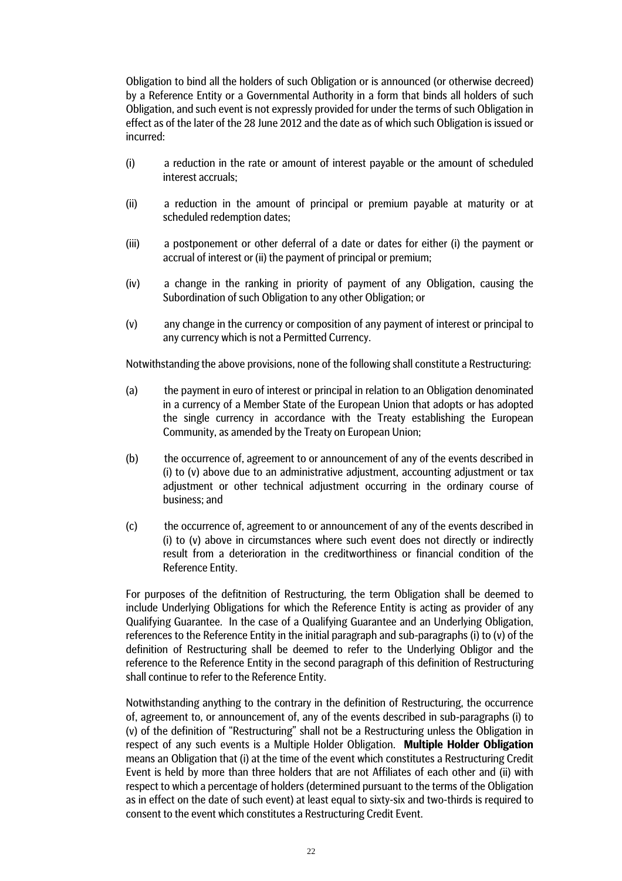Obligation to bind all the holders of such Obligation or is announced (or otherwise decreed) by a Reference Entity or a Governmental Authority in a form that binds all holders of such Obligation, and such event is not expressly provided for under the terms of such Obligation in effect as of the later of the 28 June 2012 and the date as of which such Obligation is issued or incurred:

(i) a reduction in the rate or amount of interest payable or the amount of scheduled interest accruals;

(ii) a reduction in the amount of principal or premium payable at maturity or at scheduled redemption dates;

(iii) a postponement or other deferral of a date or dates for either (i) the payment or accrual of interest or (ii) the payment of principal or premium;

(iv) a change in the ranking in priority of payment of any Obligation, causing the Subordination of such Obligation to any other Obligation; or

(v) any change in the currency or composition of any payment of interest or principal to any currency which is not a Permitted Currency.

Notwithstanding the above provisions, none of the following shall constitute a Restructuring:

(a) the payment in euro of interest or principal in relation to an Obligation denominated in a currency of a Member State of the European Union that adopts or has adopted the single currency in accordance with the Treaty establishing the European Community, as amended by the Treaty on European Union;

(b) the occurrence of, agreement to or announcement of any of the events described in (i) to (v) above due to an administrative adjustment, accounting adjustment or tax adjustment or other technical adjustment occurring in the ordinary course of business; and

(c) the occurrence of, agreement to or announcement of any of the events described in (i) to (v) above in circumstances where such event does not directly or indirectly result from a deterioration in the creditworthiness or financial condition of the Reference Entity.

For purposes of the defitnition of Restructuring, the term Obligation shall be deemed to include Underlying Obligations for which the Reference Entity is acting as provider of any Qualifying Guarantee. In the case of a Qualifying Guarantee and an Underlying Obligation, references to the Reference Entity in the initial paragraph and sub-paragraphs (i) to (v) of the definition of Restructuring shall be deemed to refer to the Underlying Obligor and the reference to the Reference Entity in the second paragraph of this definition of Restructuring shall continue to refer to the Reference Entity.

Notwithstanding anything to the contrary in the definition of Restructuring, the occurrence of, agreement to, or announcement of, any of the events described in sub-paragraphs (i) to (v) of the definition of "Restructuring" shall not be a Restructuring unless the Obligation in respect of any such events is a Multiple Holder Obligation. **Multiple Holder Obligation** means an Obligation that (i) at the time of the event which constitutes a Restructuring Credit Event is held by more than three holders that are not Affiliates of each other and (ii) with respect to which a percentage of holders (determined pursuant to the terms of the Obligation as in effect on the date of such event) at least equal to sixty-six and two-thirds is required to consent to the event which constitutes a Restructuring Credit Event.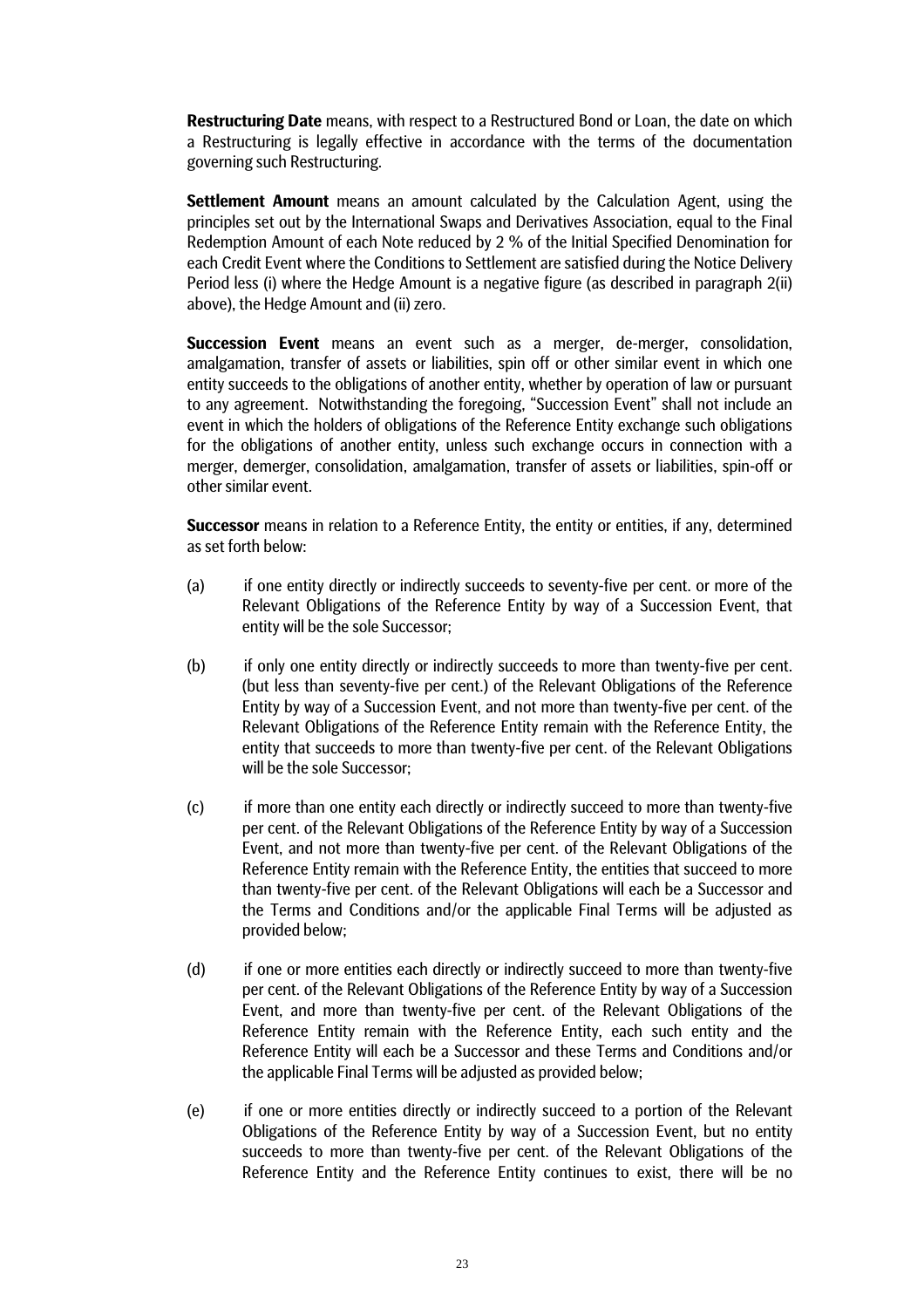**Restructuring Date** means, with respect to a Restructured Bond or Loan, the date on which a Restructuring is legally effective in accordance with the terms of the documentation governing such Restructuring.

**Settlement Amount** means an amount calculated by the Calculation Agent, using the principles set out by the International Swaps and Derivatives Association, equal to the Final Redemption Amount of each Note reduced by 2 % of the Initial Specified Denomination for each Credit Event where the Conditions to Settlement are satisfied during the Notice Delivery Period less (i) where the Hedge Amount is a negative figure (as described in paragraph 2(ii) above), the Hedge Amount and (ii) zero.

**Succession Event** means an event such as a merger, de-merger, consolidation, amalgamation, transfer of assets or liabilities, spin off or other similar event in which one entity succeeds to the obligations of another entity, whether by operation of law or pursuant to any agreement. Notwithstanding the foregoing, "Succession Event" shall not include an event in which the holders of obligations of the Reference Entity exchange such obligations for the obligations of another entity, unless such exchange occurs in connection with a merger, demerger, consolidation, amalgamation, transfer of assets or liabilities, spin-off or other similar event.

**Successor** means in relation to a Reference Entity, the entity or entities, if any, determined as set forth below:

(a) if one entity directly or indirectly succeeds to seventy-five per cent. or more of the Relevant Obligations of the Reference Entity by way of a Succession Event, that entity will be the sole Successor;

(b) if only one entity directly or indirectly succeeds to more than twenty-five per cent. (but less than seventy-five per cent.) of the Relevant Obligations of the Reference Entity by way of a Succession Event, and not more than twenty-five per cent. of the Relevant Obligations of the Reference Entity remain with the Reference Entity, the entity that succeeds to more than twenty-five per cent. of the Relevant Obligations will be the sole Successor;

(c) if more than one entity each directly or indirectly succeed to more than twenty-five per cent. of the Relevant Obligations of the Reference Entity by way of a Succession Event, and not more than twenty-five per cent. of the Relevant Obligations of the Reference Entity remain with the Reference Entity, the entities that succeed to more than twenty-five per cent. of the Relevant Obligations will each be a Successor and the Terms and Conditions and/or the applicable Final Terms will be adjusted as provided below;

(d) if one or more entities each directly or indirectly succeed to more than twenty-five per cent. of the Relevant Obligations of the Reference Entity by way of a Succession Event, and more than twenty-five per cent. of the Relevant Obligations of the Reference Entity remain with the Reference Entity, each such entity and the Reference Entity will each be a Successor and these Terms and Conditions and/or the applicable Final Terms will be adjusted as provided below;

(e) if one or more entities directly or indirectly succeed to a portion of the Relevant Obligations of the Reference Entity by way of a Succession Event, but no entity succeeds to more than twenty-five per cent. of the Relevant Obligations of the Reference Entity and the Reference Entity continues to exist, there will be no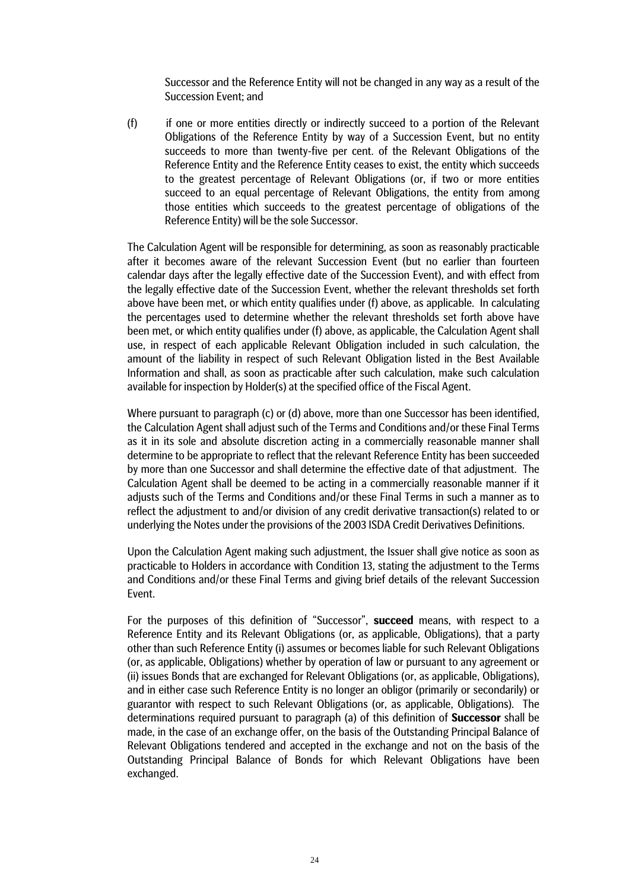Successor and the Reference Entity will not be changed in any way as a result of the Succession Event; and

(f) if one or more entities directly or indirectly succeed to a portion of the Relevant Obligations of the Reference Entity by way of a Succession Event, but no entity succeeds to more than twenty-five per cent. of the Relevant Obligations of the Reference Entity and the Reference Entity ceases to exist, the entity which succeeds to the greatest percentage of Relevant Obligations (or, if two or more entities succeed to an equal percentage of Relevant Obligations, the entity from among those entities which succeeds to the greatest percentage of obligations of the Reference Entity) will be the sole Successor.

The Calculation Agent will be responsible for determining, as soon as reasonably practicable after it becomes aware of the relevant Succession Event (but no earlier than fourteen calendar days after the legally effective date of the Succession Event), and with effect from the legally effective date of the Succession Event, whether the relevant thresholds set forth above have been met, or which entity qualifies under (f) above, as applicable. In calculating the percentages used to determine whether the relevant thresholds set forth above have been met, or which entity qualifies under (f) above, as applicable, the Calculation Agent shall use, in respect of each applicable Relevant Obligation included in such calculation, the amount of the liability in respect of such Relevant Obligation listed in the Best Available Information and shall, as soon as practicable after such calculation, make such calculation available for inspection by Holder(s) at the specified office of the Fiscal Agent.

Where pursuant to paragraph (c) or (d) above, more than one Successor has been identified, the Calculation Agent shall adjust such of the Terms and Conditions and/or these Final Terms as it in its sole and absolute discretion acting in a commercially reasonable manner shall determine to be appropriate to reflect that the relevant Reference Entity has been succeeded by more than one Successor and shall determine the effective date of that adjustment. The Calculation Agent shall be deemed to be acting in a commercially reasonable manner if it adjusts such of the Terms and Conditions and/or these Final Terms in such a manner as to reflect the adjustment to and/or division of any credit derivative transaction(s) related to or underlying the Notes under the provisions of the 2003 ISDA Credit Derivatives Definitions.

Upon the Calculation Agent making such adjustment, the Issuer shall give notice as soon as practicable to Holders in accordance with Condition 13, stating the adjustment to the Terms and Conditions and/or these Final Terms and giving brief details of the relevant Succession Event.

For the purposes of this definition of "Successor", **succeed** means, with respect to a Reference Entity and its Relevant Obligations (or, as applicable, Obligations), that a party other than such Reference Entity (i) assumes or becomes liable for such Relevant Obligations (or, as applicable, Obligations) whether by operation of law or pursuant to any agreement or (ii) issues Bonds that are exchanged for Relevant Obligations (or, as applicable, Obligations), and in either case such Reference Entity is no longer an obligor (primarily or secondarily) or guarantor with respect to such Relevant Obligations (or, as applicable, Obligations). The determinations required pursuant to paragraph (a) of this definition of **Successor** shall be made, in the case of an exchange offer, on the basis of the Outstanding Principal Balance of Relevant Obligations tendered and accepted in the exchange and not on the basis of the Outstanding Principal Balance of Bonds for which Relevant Obligations have been exchanged.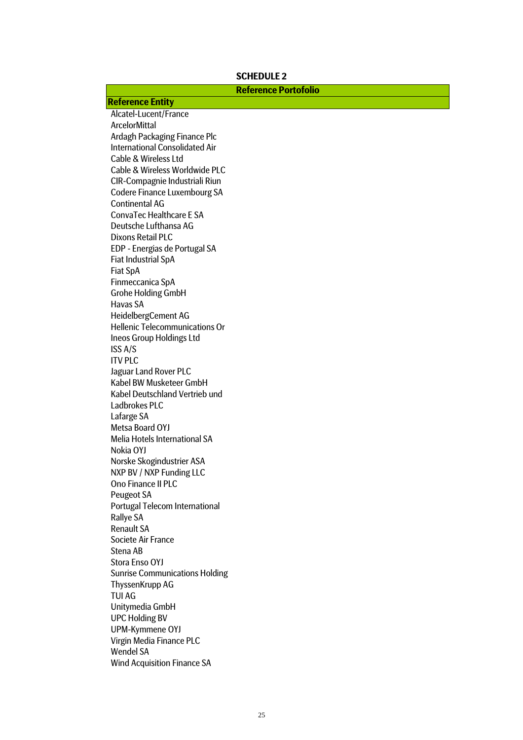## SCHEDULE 2

| Reference Portofolio |
|---|
| **Reference Entity** |
| Alcatel-Lucent/France |
| ArcelorMittal |
| Ardagh Packaging Finance Plc |
| International Consolidated Air |
| Cable & Wireless Ltd |
| Cable & Wireless Worldwide PLC |
| CIR-Compagnie Industriali Riun |
| Codere Finance Luxembourg SA |
| Continental AG |
| ConvaTec Healthcare E SA |
| Deutsche Lufthansa AG |
| Dixons Retail PLC |
| EDP - Energias de Portugal SA |
| Fiat Industrial SpA |
| Fiat SpA |
| Finmeccanica SpA |
| Grohe Holding GmbH |
| Havas SA |
| HeidelbergCement AG |
| Hellenic Telecommunications Or |
| Ineos Group Holdings Ltd |
| ISS A/S |
| ITV PLC |
| Jaguar Land Rover PLC |
| Kabel BW Musketeer GmbH |
| Kabel Deutschland Vertrieb und |
| Ladbrokes PLC |
| Lafarge SA |
| Metsa Board OYJ |
| Melia Hotels International SA |
| Nokia OYJ |
| Norske Skogindustrier ASA |
| NXP BV / NXP Funding LLC |
| Ono Finance II PLC |
| Peugeot SA |
| Portugal Telecom International |
| Rallye SA |
| Renault SA |
| Societe Air France |
| Stena AB |
| Stora Enso OYJ |
| Sunrise Communications Holding |
| ThyssenKrupp AG |
| TUI AG |
| Unitymedia GmbH |
| UPC Holding BV |
| UPM-Kymmene OYJ |
| Virgin Media Finance PLC |
| Wendel SA |
| Wind Acquisition Finance SA |